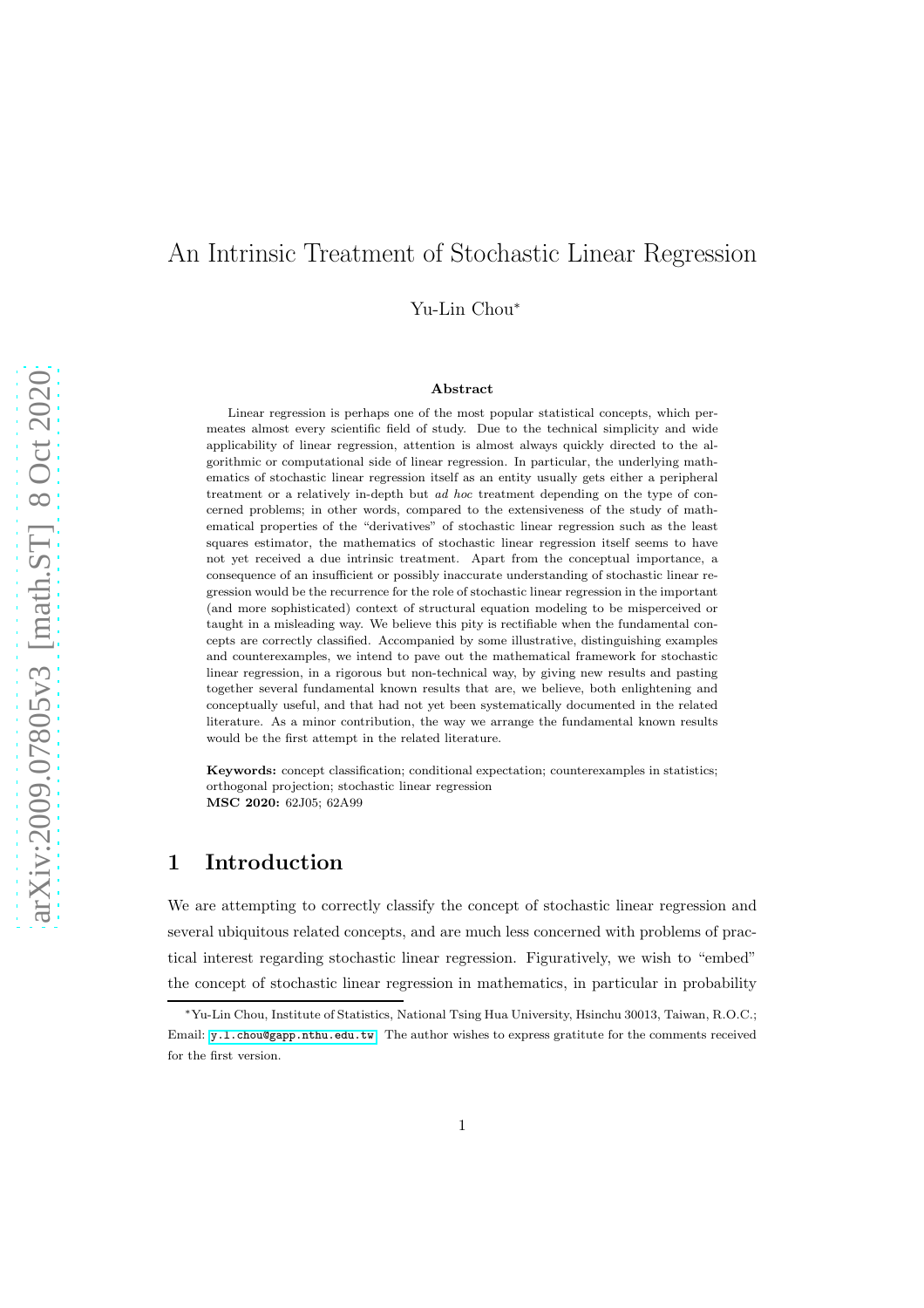# An Intrinsic Treatment of Stochastic Linear Regression

Yu-Lin Chou[*]

### Abstract

Linear regression is perhaps one of the most popular statistical concepts, which permeates almost every scientific field of study. Due to the technical simplicity and wide applicability of linear regression, attention is almost always quickly directed to the algorithmic or computational side of linear regression. In particular, the underlying mathematics of stochastic linear regression itself as an entity usually gets either a peripheral treatment or a relatively in-depth but *ad hoc* treatment depending on the type of concerned problems; in other words, compared to the extensiveness of the study of mathematical properties of the "derivatives" of stochastic linear regression such as the least squares estimator, the mathematics of stochastic linear regression itself seems to have not yet received a due intrinsic treatment. Apart from the conceptual importance, a consequence of an insufficient or possibly inaccurate understanding of stochastic linear regression would be the recurrence for the role of stochastic linear regression in the important (and more sophisticated) context of structural equation modeling to be misperceived or taught in a misleading way. We believe this pity is rectifiable when the fundamental concepts are correctly classified. Accompanied by some illustrative, distinguishing examples and counterexamples, we intend to pave out the mathematical framework for stochastic linear regression, in a rigorous but non-technical way, by giving new results and pasting together several fundamental known results that are, we believe, both enlightening and conceptually useful, and that had not yet been systematically documented in the related literature. As a minor contribution, the way we arrange the fundamental known results would be the first attempt in the related literature.

**Keywords:** concept classification; conditional expectation; counterexamples in statistics; orthogonal projection; stochastic linear regression
**MSC 2020:** 62J05; 62A99

## 1 Introduction

We are attempting to correctly classify the concept of stochastic linear regression and several ubiquitous related concepts, and are much less concerned with problems of practical interest regarding stochastic linear regression. Figuratively, we wish to "embed" the concept of stochastic linear regression in mathematics, in particular in probability

---

[*] Yu-Lin Chou, Institute of Statistics, National Tsing Hua University, Hsinchu 30013, Taiwan, R.O.C.; Email: y.l.chou@gapp.nthu.edu.tw. The author wishes to express gratitute for the comments received for the first version.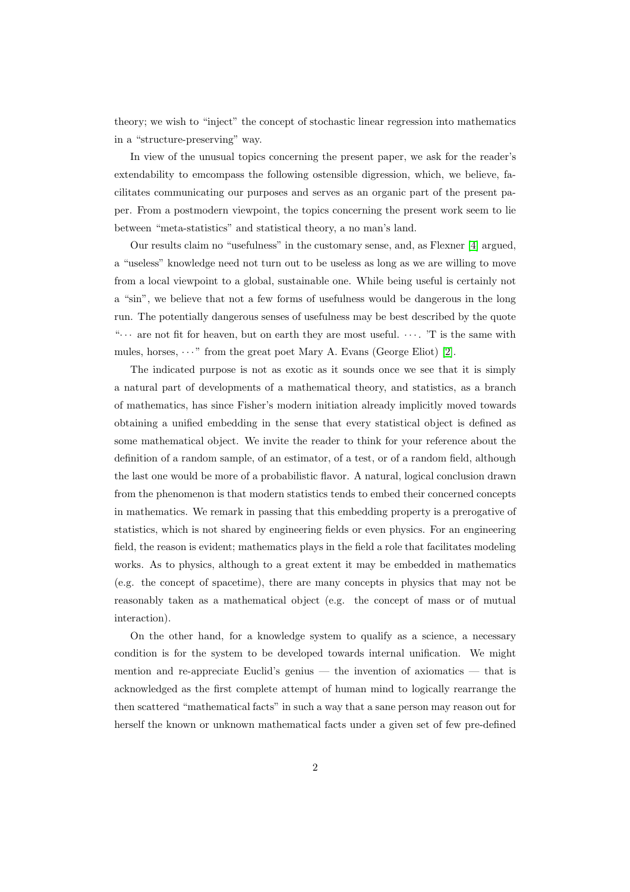theory; we wish to "inject" the concept of stochastic linear regression into mathematics in a "structure-preserving" way.

In view of the unusual topics concerning the present paper, we ask for the reader's extendability to emcompass the following ostensible digression, which, we believe, facilitates communicating our purposes and serves as an organic part of the present paper. From a postmodern viewpoint, the topics concerning the present work seem to lie between "meta-statistics" and statistical theory, a no man's land.

Our results claim no "usefulness" in the customary sense, and, as Flexner [4] argued, a "useless" knowledge need not turn out to be useless as long as we are willing to move from a local viewpoint to a global, sustainable one. While being useful is certainly not a "sin", we believe that not a few forms of usefulness would be dangerous in the long run. The potentially dangerous senses of usefulness may be best described by the quote "$\cdots$ are not fit for heaven, but on earth they are most useful. $\cdots$. 'T is the same with mules, horses, $\cdots$" from the great poet Mary A. Evans (George Eliot) [2].

The indicated purpose is not as exotic as it sounds once we see that it is simply a natural part of developments of a mathematical theory, and statistics, as a branch of mathematics, has since Fisher's modern initiation already implicitly moved towards obtaining a unified embedding in the sense that every statistical object is defined as some mathematical object. We invite the reader to think for your reference about the definition of a random sample, of an estimator, of a test, or of a random field, although the last one would be more of a probabilistic flavor. A natural, logical conclusion drawn from the phenomenon is that modern statistics tends to embed their concerned concepts in mathematics. We remark in passing that this embedding property is a prerogative of statistics, which is not shared by engineering fields or even physics. For an engineering field, the reason is evident; mathematics plays in the field a role that facilitates modeling works. As to physics, although to a great extent it may be embedded in mathematics (e.g. the concept of spacetime), there are many concepts in physics that may not be reasonably taken as a mathematical object (e.g. the concept of mass or of mutual interaction).

On the other hand, for a knowledge system to qualify as a science, a necessary condition is for the system to be developed towards internal unification. We might mention and re-appreciate Euclid's genius — the invention of axiomatics — that is acknowledged as the first complete attempt of human mind to logically rearrange the then scattered "mathematical facts" in such a way that a sane person may reason out for herself the known or unknown mathematical facts under a given set of few pre-defined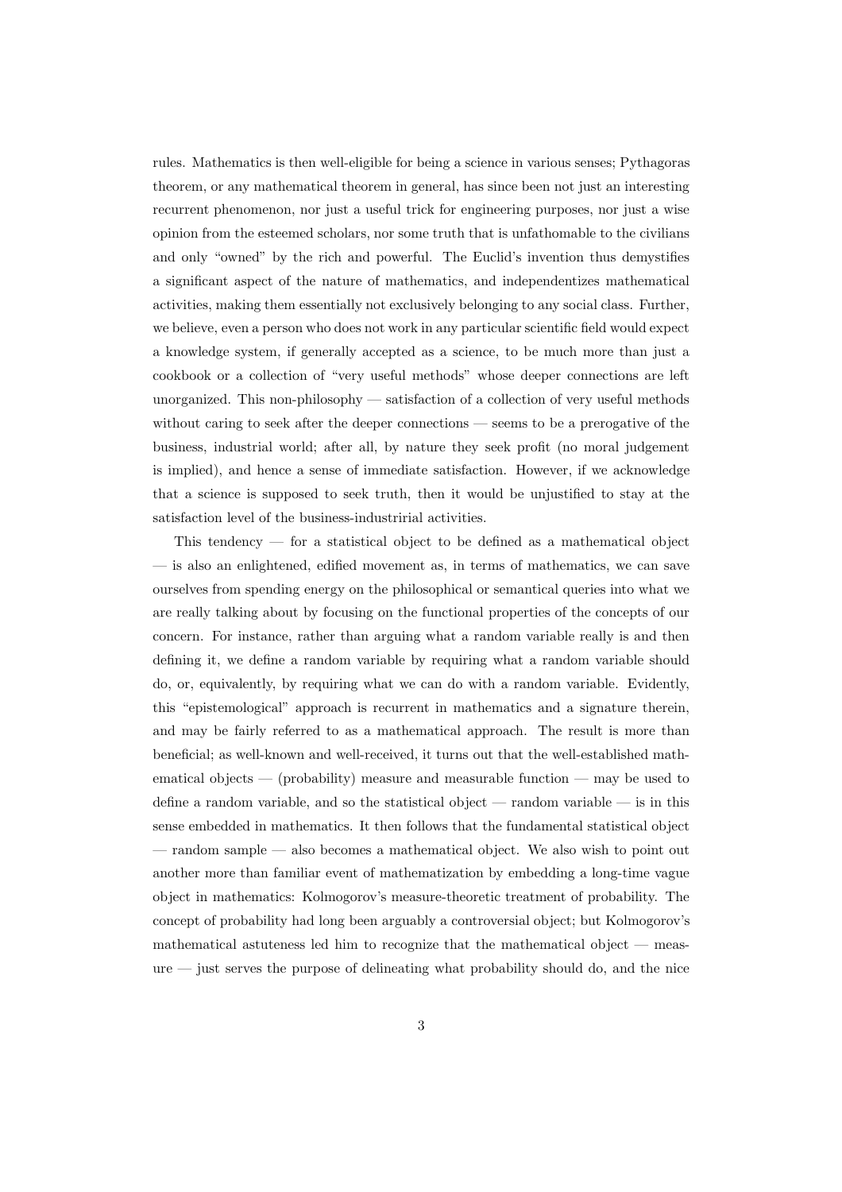rules. Mathematics is then well-eligible for being a science in various senses; Pythagoras theorem, or any mathematical theorem in general, has since been not just an interesting recurrent phenomenon, nor just a useful trick for engineering purposes, nor just a wise opinion from the esteemed scholars, nor some truth that is unfathomable to the civilians and only "owned" by the rich and powerful. The Euclid's invention thus demystifies a significant aspect of the nature of mathematics, and independentizes mathematical activities, making them essentially not exclusively belonging to any social class. Further, we believe, even a person who does not work in any particular scientific field would expect a knowledge system, if generally accepted as a science, to be much more than just a cookbook or a collection of "very useful methods" whose deeper connections are left unorganized. This non-philosophy — satisfaction of a collection of very useful methods without caring to seek after the deeper connections — seems to be a prerogative of the business, industrial world; after all, by nature they seek profit (no moral judgement is implied), and hence a sense of immediate satisfaction. However, if we acknowledge that a science is supposed to seek truth, then it would be unjustified to stay at the satisfaction level of the business-industririal activities.

This tendency — for a statistical object to be defined as a mathematical object — is also an enlightened, edified movement as, in terms of mathematics, we can save ourselves from spending energy on the philosophical or semantical queries into what we are really talking about by focusing on the functional properties of the concepts of our concern. For instance, rather than arguing what a random variable really is and then defining it, we define a random variable by requiring what a random variable should do, or, equivalently, by requiring what we can do with a random variable. Evidently, this "epistemological" approach is recurrent in mathematics and a signature therein, and may be fairly referred to as a mathematical approach. The result is more than beneficial; as well-known and well-received, it turns out that the well-established mathematical objects — (probability) measure and measurable function — may be used to define a random variable, and so the statistical object — random variable — is in this sense embedded in mathematics. It then follows that the fundamental statistical object — random sample — also becomes a mathematical object. We also wish to point out another more than familiar event of mathematization by embedding a long-time vague object in mathematics: Kolmogorov's measure-theoretic treatment of probability. The concept of probability had long been arguably a controversial object; but Kolmogorov's mathematical astuteness led him to recognize that the mathematical object — measure — just serves the purpose of delineating what probability should do, and the nice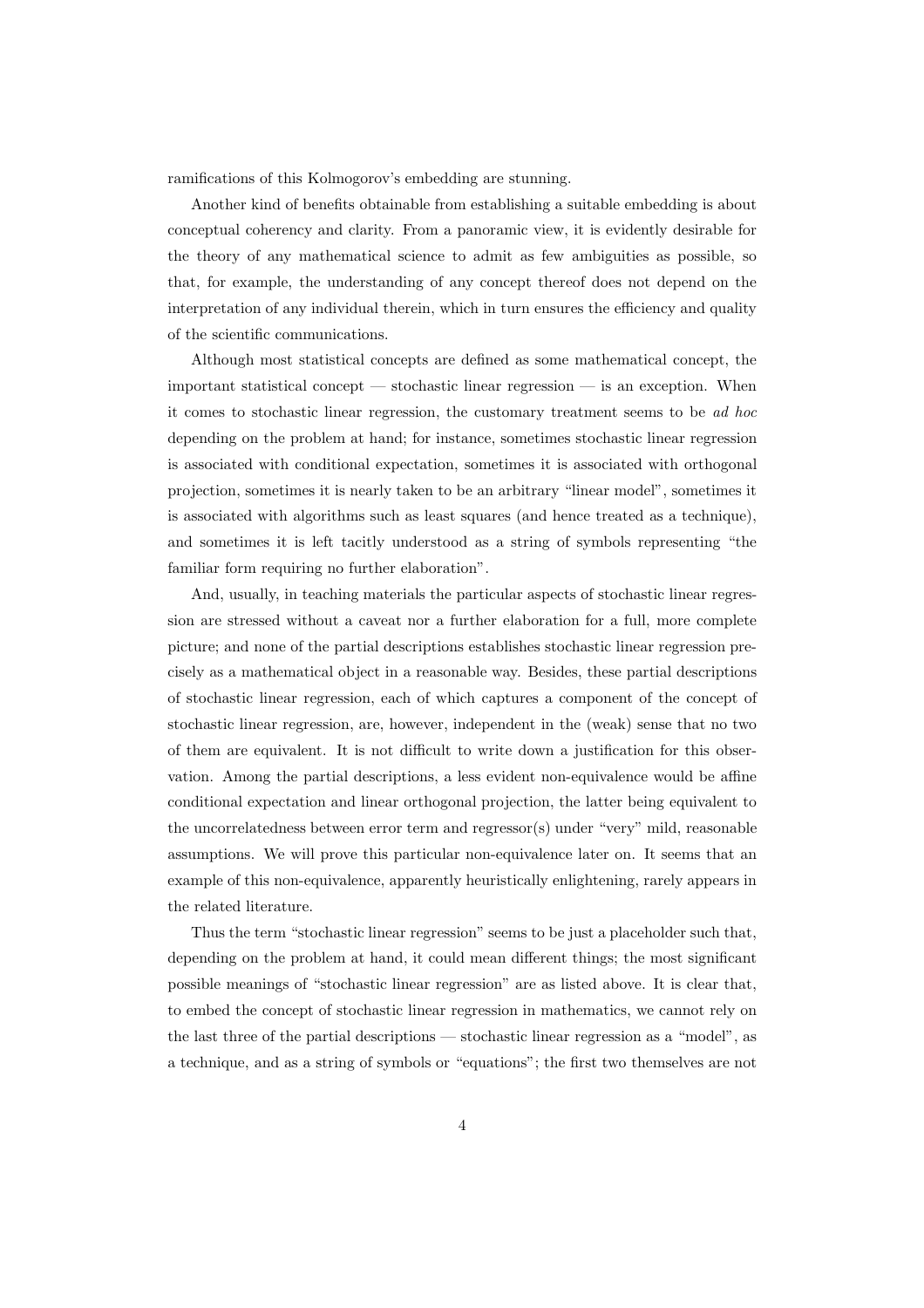ramifications of this Kolmogorov's embedding are stunning.

Another kind of benefits obtainable from establishing a suitable embedding is about conceptual coherency and clarity. From a panoramic view, it is evidently desirable for the theory of any mathematical science to admit as few ambiguities as possible, so that, for example, the understanding of any concept thereof does not depend on the interpretation of any individual therein, which in turn ensures the efficiency and quality of the scientific communications.

Although most statistical concepts are defined as some mathematical concept, the important statistical concept — stochastic linear regression — is an exception. When it comes to stochastic linear regression, the customary treatment seems to be *ad hoc* depending on the problem at hand; for instance, sometimes stochastic linear regression is associated with conditional expectation, sometimes it is associated with orthogonal projection, sometimes it is nearly taken to be an arbitrary "linear model", sometimes it is associated with algorithms such as least squares (and hence treated as a technique), and sometimes it is left tacitly understood as a string of symbols representing "the familiar form requiring no further elaboration".

And, usually, in teaching materials the particular aspects of stochastic linear regression are stressed without a caveat nor a further elaboration for a full, more complete picture; and none of the partial descriptions establishes stochastic linear regression precisely as a mathematical object in a reasonable way. Besides, these partial descriptions of stochastic linear regression, each of which captures a component of the concept of stochastic linear regression, are, however, independent in the (weak) sense that no two of them are equivalent. It is not difficult to write down a justification for this observation. Among the partial descriptions, a less evident non-equivalence would be affine conditional expectation and linear orthogonal projection, the latter being equivalent to the uncorrelatedness between error term and regressor(s) under "very" mild, reasonable assumptions. We will prove this particular non-equivalence later on. It seems that an example of this non-equivalence, apparently heuristically enlightening, rarely appears in the related literature.

Thus the term "stochastic linear regression" seems to be just a placeholder such that, depending on the problem at hand, it could mean different things; the most significant possible meanings of "stochastic linear regression" are as listed above. It is clear that, to embed the concept of stochastic linear regression in mathematics, we cannot rely on the last three of the partial descriptions — stochastic linear regression as a "model", as a technique, and as a string of symbols or "equations"; the first two themselves are not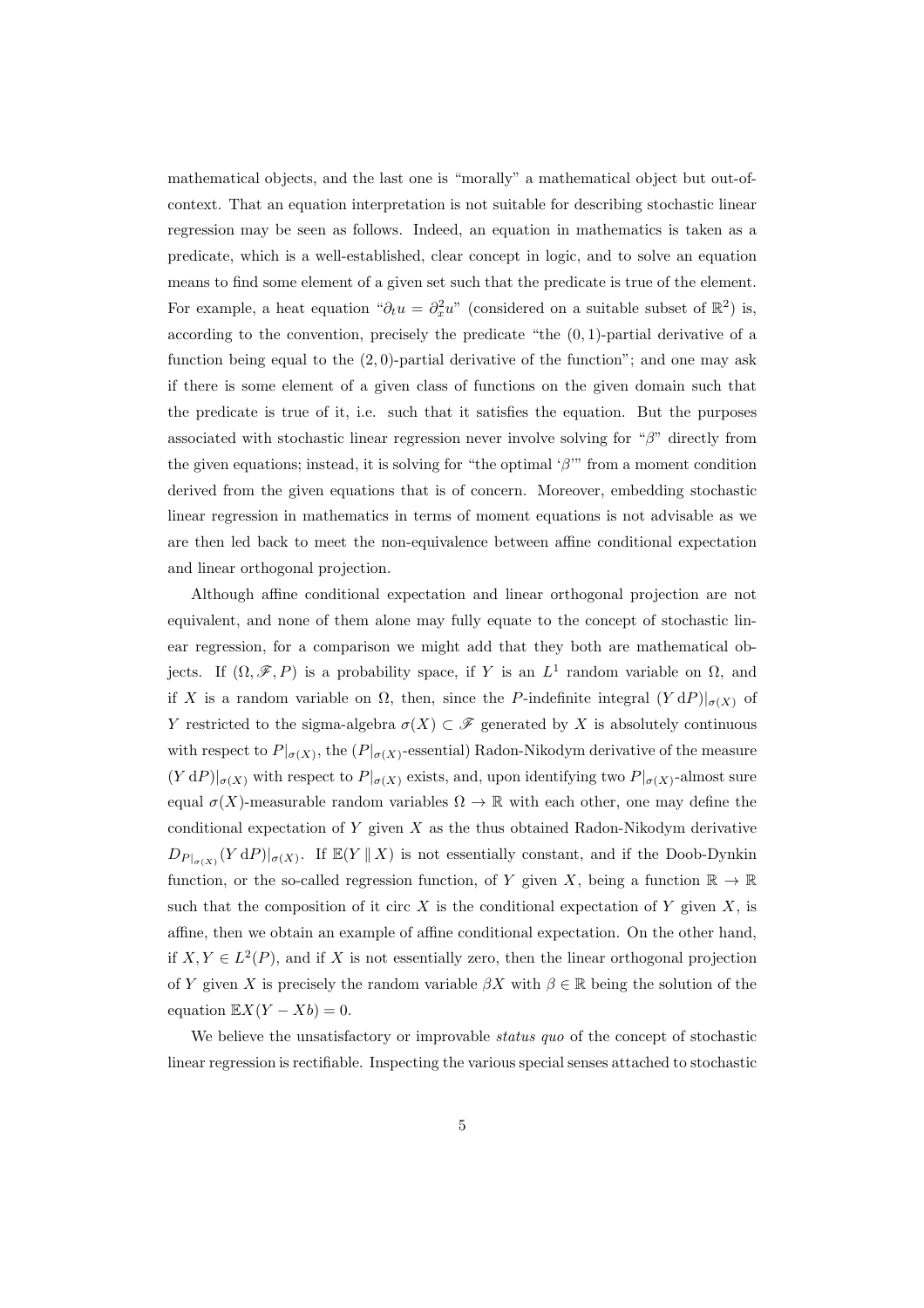mathematical objects, and the last one is "morally" a mathematical object but out-of-context. That an equation interpretation is not suitable for describing stochastic linear regression may be seen as follows. Indeed, an equation in mathematics is taken as a predicate, which is a well-established, clear concept in logic, and to solve an equation means to find some element of a given set such that the predicate is true of the element. For example, a heat equation "$\partial_t u = \partial_x^2 u$" (considered on a suitable subset of $\mathbb{R}^2$) is, according to the convention, precisely the predicate "the $(0, 1)$-partial derivative of a function being equal to the $(2, 0)$-partial derivative of the function"; and one may ask if there is some element of a given class of functions on the given domain such that the predicate is true of it, i.e. such that it satisfies the equation. But the purposes associated with stochastic linear regression never involve solving for "$\beta$" directly from the given equations; instead, it is solving for "the optimal '$\beta$'" from a moment condition derived from the given equations that is of concern. Moreover, embedding stochastic linear regression in mathematics in terms of moment equations is not advisable as we are then led back to meet the non-equivalence between affine conditional expectation and linear orthogonal projection.

Although affine conditional expectation and linear orthogonal projection are not equivalent, and none of them alone may fully equate to the concept of stochastic linear regression, for a comparison we might add that they both are mathematical objects. If $(\Omega, \mathscr{F}, P)$ is a probability space, if $Y$ is an $L^1$ random variable on $\Omega$, and if $X$ is a random variable on $\Omega$, then, since the $P$-indefinite integral $(Y\,\mathrm{d}P)|_{\sigma(X)}$ of $Y$ restricted to the sigma-algebra $\sigma(X) \subset \mathscr{F}$ generated by $X$ is absolutely continuous with respect to $P|_{\sigma(X)}$, the $(P|_{\sigma(X)}$-essential) Radon-Nikodym derivative of the measure $(Y\,\mathrm{d}P)|_{\sigma(X)}$ with respect to $P|_{\sigma(X)}$ exists, and, upon identifying two $P|_{\sigma(X)}$-almost sure equal $\sigma(X)$-measurable random variables $\Omega \to \mathbb{R}$ with each other, one may define the conditional expectation of $Y$ given $X$ as the thus obtained Radon-Nikodym derivative $D_{P|_{\sigma(X)}}(Y\,\mathrm{d}P)|_{\sigma(X)}$. If $\mathbb{E}(Y \,\|\, X)$ is not essentially constant, and if the Doob-Dynkin function, or the so-called regression function, of $Y$ given $X$, being a function $\mathbb{R} \to \mathbb{R}$ such that the composition of it circ $X$ is the conditional expectation of $Y$ given $X$, is affine, then we obtain an example of affine conditional expectation. On the other hand, if $X, Y \in L^2(P)$, and if $X$ is not essentially zero, then the linear orthogonal projection of $Y$ given $X$ is precisely the random variable $\beta X$ with $\beta \in \mathbb{R}$ being the solution of the equation $\mathbb{E}X(Y - Xb) = 0$.

We believe the unsatisfactory or improvable *status quo* of the concept of stochastic linear regression is rectifiable. Inspecting the various special senses attached to stochastic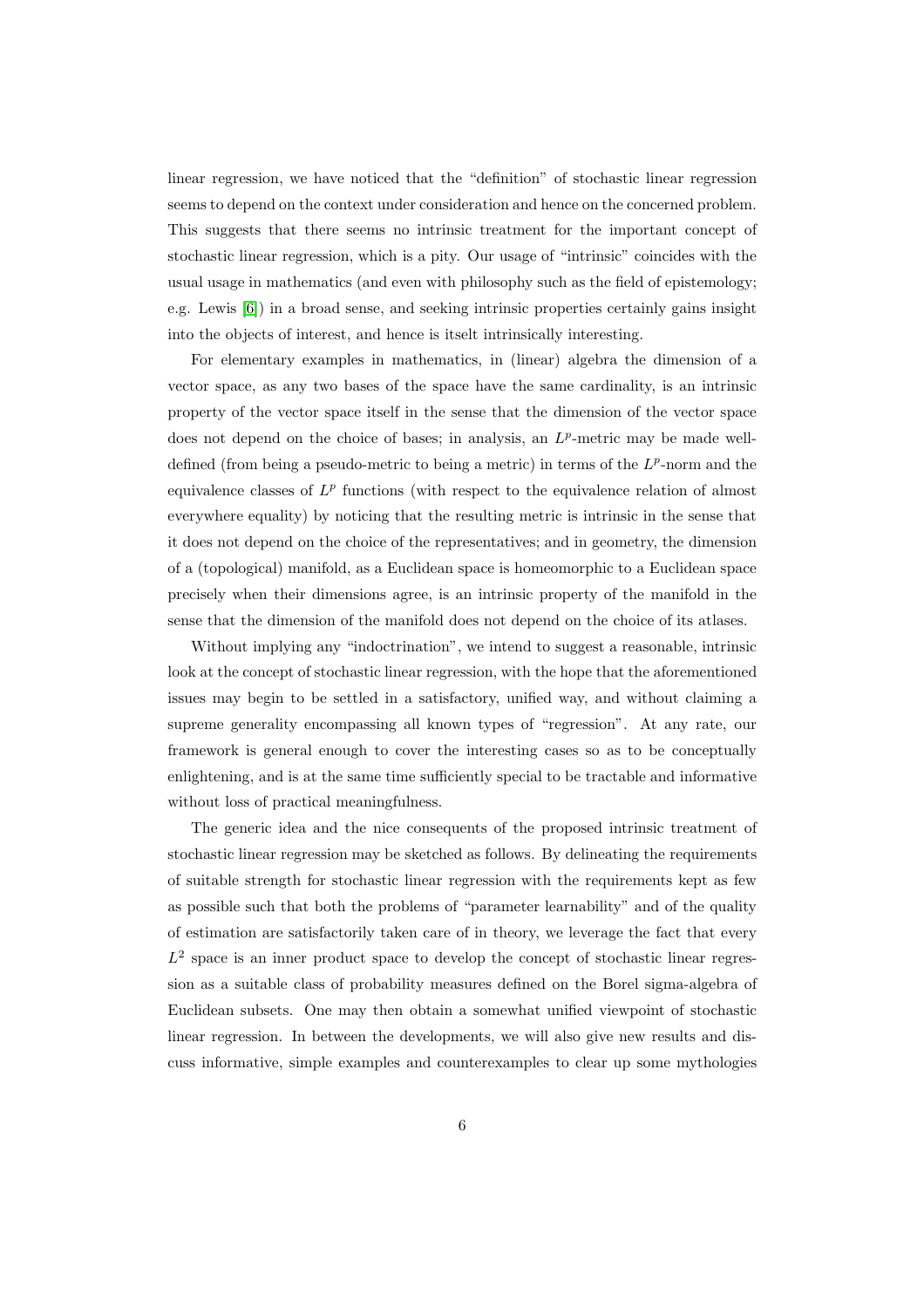linear regression, we have noticed that the "definition" of stochastic linear regression seems to depend on the context under consideration and hence on the concerned problem. This suggests that there seems no intrinsic treatment for the important concept of stochastic linear regression, which is a pity. Our usage of "intrinsic" coincides with the usual usage in mathematics (and even with philosophy such as the field of epistemology; e.g. Lewis [6]) in a broad sense, and seeking intrinsic properties certainly gains insight into the objects of interest, and hence is itselt intrinsically interesting.

For elementary examples in mathematics, in (linear) algebra the dimension of a vector space, as any two bases of the space have the same cardinality, is an intrinsic property of the vector space itself in the sense that the dimension of the vector space does not depend on the choice of bases; in analysis, an $L^p$-metric may be made well-defined (from being a pseudo-metric to being a metric) in terms of the $L^p$-norm and the equivalence classes of $L^p$ functions (with respect to the equivalence relation of almost everywhere equality) by noticing that the resulting metric is intrinsic in the sense that it does not depend on the choice of the representatives; and in geometry, the dimension of a (topological) manifold, as a Euclidean space is homeomorphic to a Euclidean space precisely when their dimensions agree, is an intrinsic property of the manifold in the sense that the dimension of the manifold does not depend on the choice of its atlases.

Without implying any "indoctrination", we intend to suggest a reasonable, intrinsic look at the concept of stochastic linear regression, with the hope that the aforementioned issues may begin to be settled in a satisfactory, unified way, and without claiming a supreme generality encompassing all known types of "regression". At any rate, our framework is general enough to cover the interesting cases so as to be conceptually enlightening, and is at the same time sufficiently special to be tractable and informative without loss of practical meaningfulness.

The generic idea and the nice consequents of the proposed intrinsic treatment of stochastic linear regression may be sketched as follows. By delineating the requirements of suitable strength for stochastic linear regression with the requirements kept as few as possible such that both the problems of "parameter learnability" and of the quality of estimation are satisfactorily taken care of in theory, we leverage the fact that every $L^2$ space is an inner product space to develop the concept of stochastic linear regression as a suitable class of probability measures defined on the Borel sigma-algebra of Euclidean subsets. One may then obtain a somewhat unified viewpoint of stochastic linear regression. In between the developments, we will also give new results and discuss informative, simple examples and counterexamples to clear up some mythologies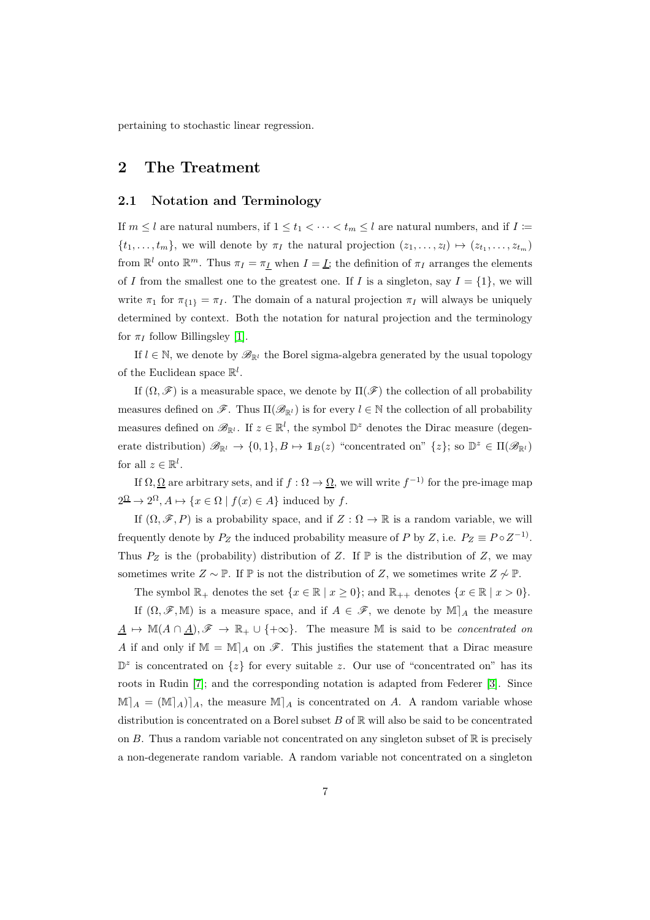pertaining to stochastic linear regression.

# 2 The Treatment

## 2.1 Notation and Terminology

If $m \le l$ are natural numbers, if $1 \le t_1 < \cdots < t_m \le l$ are natural numbers, and if $I := \{t_1, \ldots, t_m\}$, we will denote by $\pi_I$ the natural projection $(z_1, \ldots, z_l) \mapsto (z_{t_1}, \ldots, z_{t_m})$ from $\mathbb{R}^l$ onto $\mathbb{R}^m$. Thus $\pi_I = \pi_{\underline{I}}$ when $I = \underline{I}$; the definition of $\pi_I$ arranges the elements of $I$ from the smallest one to the greatest one. If $I$ is a singleton, say $I = \{1\}$, we will write $\pi_1$ for $\pi_{\{1\}} = \pi_I$. The domain of a natural projection $\pi_I$ will always be uniquely determined by context. Both the notation for natural projection and the terminology for $\pi_I$ follow Billingsley [1].

If $l \in \mathbb{N}$, we denote by $\mathscr{B}_{\mathbb{R}^l}$ the Borel sigma-algebra generated by the usual topology of the Euclidean space $\mathbb{R}^l$.

If $(\Omega, \mathscr{F})$ is a measurable space, we denote by $\Pi(\mathscr{F})$ the collection of all probability measures defined on $\mathscr{F}$. Thus $\Pi(\mathscr{B}_{\mathbb{R}^l})$ is for every $l \in \mathbb{N}$ the collection of all probability measures defined on $\mathscr{B}_{\mathbb{R}^l}$. If $z \in \mathbb{R}^l$, the symbol $\mathbb{D}^z$ denotes the Dirac measure (degenerate distribution) $\mathscr{B}_{\mathbb{R}^l} \to \{0,1\}, B \mapsto \mathbb{1}_B(z)$ "concentrated on" $\{z\}$; so $\mathbb{D}^z \in \Pi(\mathscr{B}_{\mathbb{R}^l})$ for all $z \in \mathbb{R}^l$.

If $\Omega, \underline{\Omega}$ are arbitrary sets, and if $f : \Omega \to \underline{\Omega}$, we will write $f^{-1)}$ for the pre-image map $2^{\underline{\Omega}} \to 2^{\Omega}, A \mapsto \{x \in \Omega \mid f(x) \in A\}$ induced by $f$.

If $(\Omega, \mathscr{F}, P)$ is a probability space, and if $Z : \Omega \to \mathbb{R}$ is a random variable, we will frequently denote by $P_Z$ the induced probability measure of $P$ by $Z$, i.e. $P_Z \equiv P \circ Z^{-1)}$. Thus $P_Z$ is the (probability) distribution of $Z$. If $\mathbb{P}$ is the distribution of $Z$, we may sometimes write $Z \sim \mathbb{P}$. If $\mathbb{P}$ is not the distribution of $Z$, we sometimes write $Z \nsim \mathbb{P}$.

The symbol $\mathbb{R}_+$ denotes the set $\{x \in \mathbb{R} \mid x \ge 0\}$; and $\mathbb{R}_{++}$ denotes $\{x \in \mathbb{R} \mid x > 0\}$.

If $(\Omega, \mathscr{F}, \mathbb{M})$ is a measure space, and if $A \in \mathscr{F}$, we denote by $\mathbb{M}\rceil_A$ the measure $\underline{A} \mapsto \mathbb{M}(A \cap \underline{A}), \mathscr{F} \to \mathbb{R}_+ \cup \{+\infty\}$. The measure $\mathbb{M}$ is said to be *concentrated on* $A$ if and only if $\mathbb{M} = \mathbb{M}\rceil_A$ on $\mathscr{F}$. This justifies the statement that a Dirac measure $\mathbb{D}^z$ is concentrated on $\{z\}$ for every suitable $z$. Our use of "concentrated on" has its roots in Rudin [7]; and the corresponding notation is adapted from Federer [3]. Since $\mathbb{M}\rceil_A = (\mathbb{M}\rceil_A)\rceil_A$, the measure $\mathbb{M}\rceil_A$ is concentrated on $A$. A random variable whose distribution is concentrated on a Borel subset $B$ of $\mathbb{R}$ will also be said to be concentrated on $B$. Thus a random variable not concentrated on any singleton subset of $\mathbb{R}$ is precisely a non-degenerate random variable. A random variable not concentrated on a singleton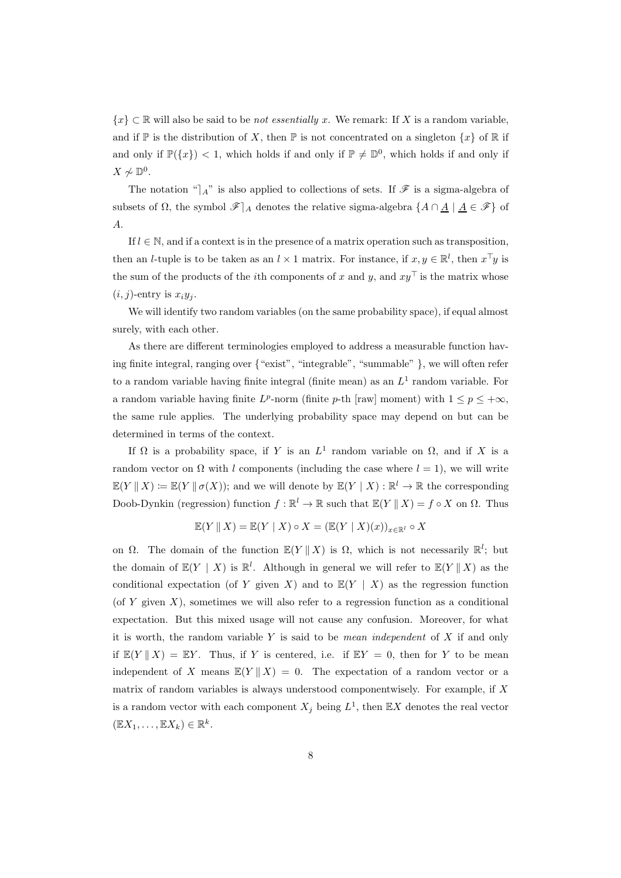$\{x\} \subset \mathbb{R}$ will also be said to be *not essentially* $x$. We remark: If $X$ is a random variable, and if $\mathbb{P}$ is the distribution of $X$, then $\mathbb{P}$ is not concentrated on a singleton $\{x\}$ of $\mathbb{R}$ if and only if $\mathbb{P}(\{x\}) < 1$, which holds if and only if $\mathbb{P} \neq \mathbb{D}^0$, which holds if and only if $X \not\sim \mathbb{D}^0$.

The notation "$\rceil_A$" is also applied to collections of sets. If $\mathscr{F}$ is a sigma-algebra of subsets of $\Omega$, the symbol $\mathscr{F}\rceil_A$ denotes the relative sigma-algebra $\{A \cap \underline{A} \mid \underline{A} \in \mathscr{F}\}$ of $A$.

If $l \in \mathbb{N}$, and if a context is in the presence of a matrix operation such as transposition, then an $l$-tuple is to be taken as an $l \times 1$ matrix. For instance, if $x, y \in \mathbb{R}^l$, then $x^\top y$ is the sum of the products of the $i$th components of $x$ and $y$, and $xy^\top$ is the matrix whose $(i, j)$-entry is $x_i y_j$.

We will identify two random variables (on the same probability space), if equal almost surely, with each other.

As there are different terminologies employed to address a measurable function having finite integral, ranging over {"exist", "integrable", "summable" }, we will often refer to a random variable having finite integral (finite mean) as an $L^1$ random variable. For a random variable having finite $L^p$-norm (finite $p$-th [raw] moment) with $1 \leq p \leq +\infty$, the same rule applies. The underlying probability space may depend on but can be determined in terms of the context.

If $\Omega$ is a probability space, if $Y$ is an $L^1$ random variable on $\Omega$, and if $X$ is a random vector on $\Omega$ with $l$ components (including the case where $l = 1$), we will write $\mathbb{E}(Y \,\|\, X) := \mathbb{E}(Y \,\|\, \sigma(X))$; and we will denote by $\mathbb{E}(Y \mid X) : \mathbb{R}^l \to \mathbb{R}$ the corresponding Doob-Dynkin (regression) function $f : \mathbb{R}^l \to \mathbb{R}$ such that $\mathbb{E}(Y \,\|\, X) = f \circ X$ on $\Omega$. Thus

$$\mathbb{E}(Y \,\|\, X) = \mathbb{E}(Y \mid X) \circ X = (\mathbb{E}(Y \mid X)(x))_{x \in \mathbb{R}^l} \circ X$$

on $\Omega$. The domain of the function $\mathbb{E}(Y \,\|\, X)$ is $\Omega$, which is not necessarily $\mathbb{R}^l$; but the domain of $\mathbb{E}(Y \mid X)$ is $\mathbb{R}^l$. Although in general we will refer to $\mathbb{E}(Y \,\|\, X)$ as the conditional expectation (of $Y$ given $X$) and to $\mathbb{E}(Y \mid X)$ as the regression function (of $Y$ given $X$), sometimes we will also refer to a regression function as a conditional expectation. But this mixed usage will not cause any confusion. Moreover, for what it is worth, the random variable $Y$ is said to be *mean independent* of $X$ if and only if $\mathbb{E}(Y \,\|\, X) = \mathbb{E}Y$. Thus, if $Y$ is centered, i.e. if $\mathbb{E}Y = 0$, then for $Y$ to be mean independent of $X$ means $\mathbb{E}(Y \,\|\, X) = 0$. The expectation of a random vector or a matrix of random variables is always understood componentwisely. For example, if $X$ is a random vector with each component $X_j$ being $L^1$, then $\mathbb{E}X$ denotes the real vector $(\mathbb{E}X_1, \ldots, \mathbb{E}X_k) \in \mathbb{R}^k$.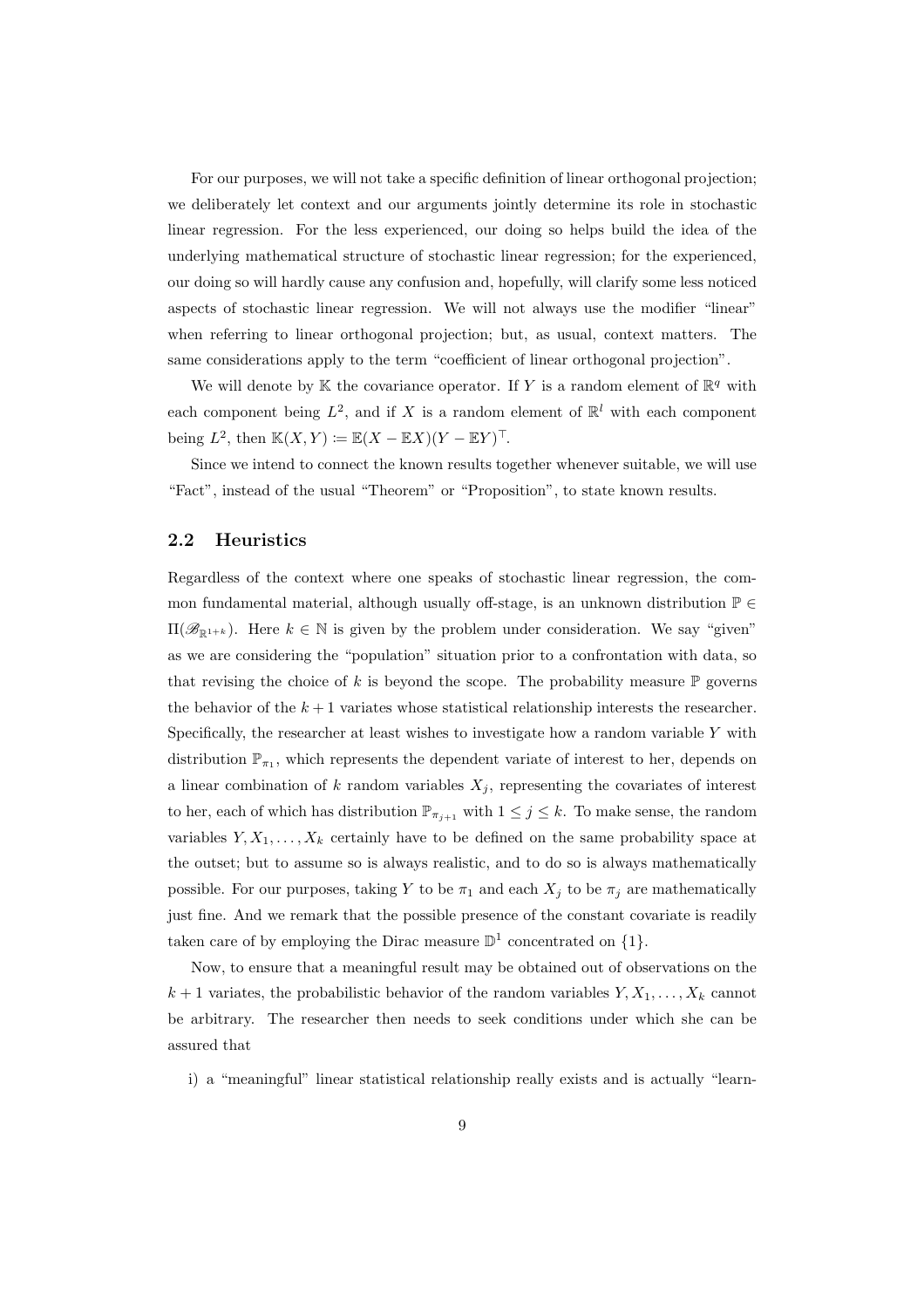For our purposes, we will not take a specific definition of linear orthogonal projection; we deliberately let context and our arguments jointly determine its role in stochastic linear regression. For the less experienced, our doing so helps build the idea of the underlying mathematical structure of stochastic linear regression; for the experienced, our doing so will hardly cause any confusion and, hopefully, will clarify some less noticed aspects of stochastic linear regression. We will not always use the modifier "linear" when referring to linear orthogonal projection; but, as usual, context matters. The same considerations apply to the term "coefficient of linear orthogonal projection".

We will denote by $\mathbb{K}$ the covariance operator. If $Y$ is a random element of $\mathbb{R}^q$ with each component being $L^2$, and if $X$ is a random element of $\mathbb{R}^l$ with each component being $L^2$, then $\mathbb{K}(X, Y) \coloneqq \mathbb{E}(X - \mathbb{E}X)(Y - \mathbb{E}Y)^\top$.

Since we intend to connect the known results together whenever suitable, we will use "Fact", instead of the usual "Theorem" or "Proposition", to state known results.

## 2.2 Heuristics

Regardless of the context where one speaks of stochastic linear regression, the common fundamental material, although usually off-stage, is an unknown distribution $\mathbb{P} \in \Pi(\mathscr{B}_{\mathbb{R}^{1+k}})$. Here $k \in \mathbb{N}$ is given by the problem under consideration. We say "given" as we are considering the "population" situation prior to a confrontation with data, so that revising the choice of $k$ is beyond the scope. The probability measure $\mathbb{P}$ governs the behavior of the $k+1$ variates whose statistical relationship interests the researcher. Specifically, the researcher at least wishes to investigate how a random variable $Y$ with distribution $\mathbb{P}_{\pi_1}$, which represents the dependent variate of interest to her, depends on a linear combination of $k$ random variables $X_j$, representing the covariates of interest to her, each of which has distribution $\mathbb{P}_{\pi_{j+1}}$ with $1 \leq j \leq k$. To make sense, the random variables $Y, X_1, \ldots, X_k$ certainly have to be defined on the same probability space at the outset; but to assume so is always realistic, and to do so is always mathematically possible. For our purposes, taking $Y$ to be $\pi_1$ and each $X_j$ to be $\pi_j$ are mathematically just fine. And we remark that the possible presence of the constant covariate is readily taken care of by employing the Dirac measure $\mathbb{D}^1$ concentrated on $\{1\}$.

Now, to ensure that a meaningful result may be obtained out of observations on the $k+1$ variates, the probabilistic behavior of the random variables $Y, X_1, \ldots, X_k$ cannot be arbitrary. The researcher then needs to seek conditions under which she can be assured that

i) a "meaningful" linear statistical relationship really exists and is actually "learn-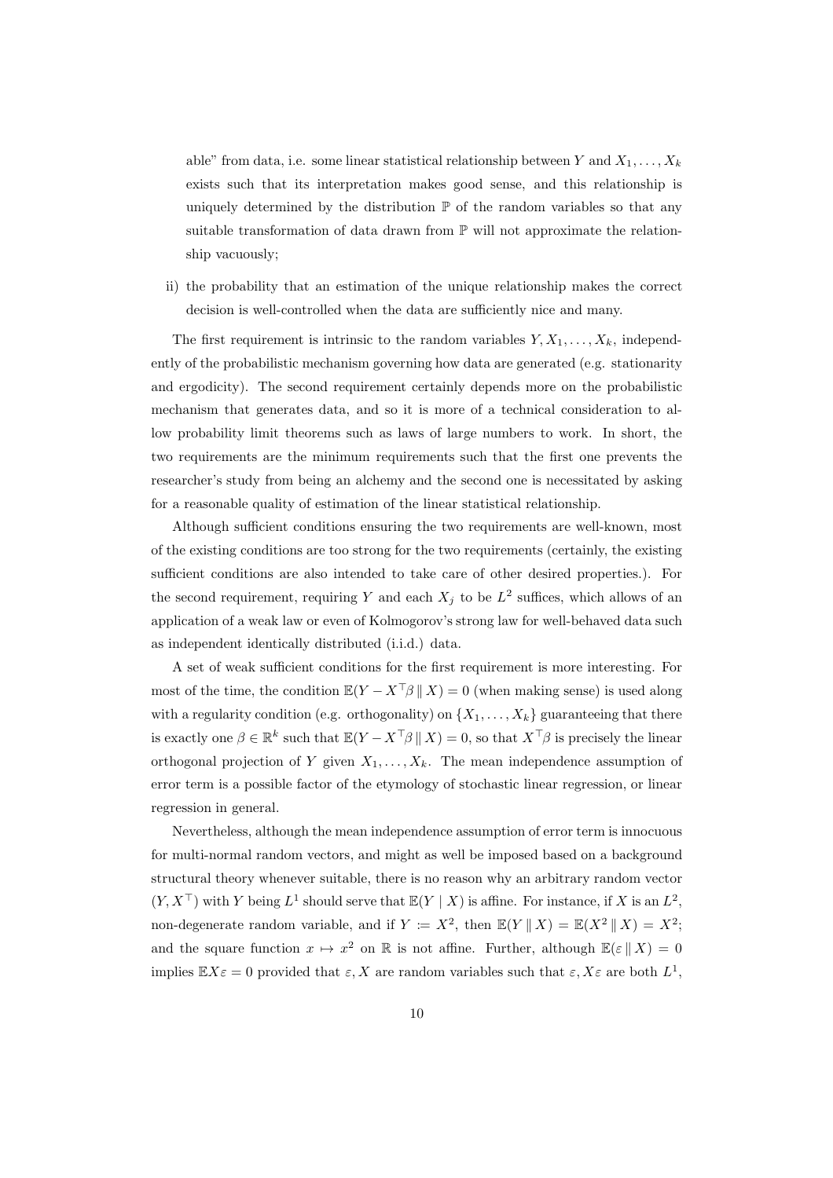able" from data, i.e. some linear statistical relationship between $Y$ and $X_1, \ldots, X_k$ exists such that its interpretation makes good sense, and this relationship is uniquely determined by the distribution $\mathbb{P}$ of the random variables so that any suitable transformation of data drawn from $\mathbb{P}$ will not approximate the relationship vacuously;

ii) the probability that an estimation of the unique relationship makes the correct decision is well-controlled when the data are sufficiently nice and many.

The first requirement is intrinsic to the random variables $Y, X_1, \ldots, X_k$, independently of the probabilistic mechanism governing how data are generated (e.g. stationarity and ergodicity). The second requirement certainly depends more on the probabilistic mechanism that generates data, and so it is more of a technical consideration to allow probability limit theorems such as laws of large numbers to work. In short, the two requirements are the minimum requirements such that the first one prevents the researcher's study from being an alchemy and the second one is necessitated by asking for a reasonable quality of estimation of the linear statistical relationship.

Although sufficient conditions ensuring the two requirements are well-known, most of the existing conditions are too strong for the two requirements (certainly, the existing sufficient conditions are also intended to take care of other desired properties.). For the second requirement, requiring $Y$ and each $X_j$ to be $L^2$ suffices, which allows of an application of a weak law or even of Kolmogorov's strong law for well-behaved data such as independent identically distributed (i.i.d.) data.

A set of weak sufficient conditions for the first requirement is more interesting. For most of the time, the condition $\mathbb{E}(Y - X^\top \beta \parallel X) = 0$ (when making sense) is used along with a regularity condition (e.g. orthogonality) on $\{X_1, \ldots, X_k\}$ guaranteeing that there is exactly one $\beta \in \mathbb{R}^k$ such that $\mathbb{E}(Y - X^\top \beta \parallel X) = 0$, so that $X^\top \beta$ is precisely the linear orthogonal projection of $Y$ given $X_1, \ldots, X_k$. The mean independence assumption of error term is a possible factor of the etymology of stochastic linear regression, or linear regression in general.

Nevertheless, although the mean independence assumption of error term is innocuous for multi-normal random vectors, and might as well be imposed based on a background structural theory whenever suitable, there is no reason why an arbitrary random vector $(Y, X^\top)$ with $Y$ being $L^1$ should serve that $\mathbb{E}(Y \mid X)$ is affine. For instance, if $X$ is an $L^2$, non-degenerate random variable, and if $Y \coloneqq X^2$, then $\mathbb{E}(Y \parallel X) = \mathbb{E}(X^2 \parallel X) = X^2$; and the square function $x \mapsto x^2$ on $\mathbb{R}$ is not affine. Further, although $\mathbb{E}(\varepsilon \parallel X) = 0$ implies $\mathbb{E}X\varepsilon = 0$ provided that $\varepsilon, X$ are random variables such that $\varepsilon, X\varepsilon$ are both $L^1$,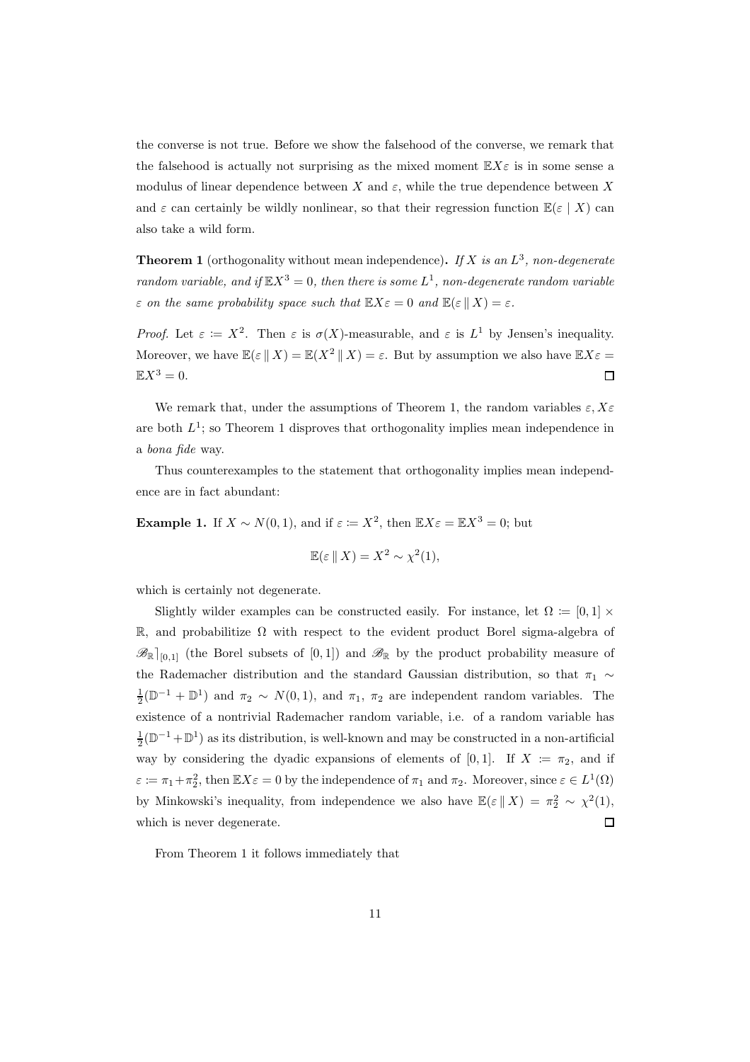the converse is not true. Before we show the falsehood of the converse, we remark that the falsehood is actually not surprising as the mixed moment $\mathbb{E}X\varepsilon$ is in some sense a modulus of linear dependence between $X$ and $\varepsilon$, while the true dependence between $X$ and $\varepsilon$ can certainly be wildly nonlinear, so that their regression function $\mathbb{E}(\varepsilon \mid X)$ can also take a wild form.

**Theorem 1** (orthogonality without mean independence)**.** *If $X$ is an $L^3$, non-degenerate random variable, and if $\mathbb{E}X^3 = 0$, then there is some $L^1$, non-degenerate random variable $\varepsilon$ on the same probability space such that $\mathbb{E}X\varepsilon = 0$ and $\mathbb{E}(\varepsilon \,\|\, X) = \varepsilon$.*

*Proof.* Let $\varepsilon := X^2$. Then $\varepsilon$ is $\sigma(X)$-measurable, and $\varepsilon$ is $L^1$ by Jensen's inequality. Moreover, we have $\mathbb{E}(\varepsilon \,\|\, X) = \mathbb{E}(X^2 \,\|\, X) = \varepsilon$. But by assumption we also have $\mathbb{E}X\varepsilon = \mathbb{E}X^3 = 0$. $\square$

We remark that, under the assumptions of Theorem 1, the random variables $\varepsilon, X\varepsilon$ are both $L^1$; so Theorem 1 disproves that orthogonality implies mean independence in a *bona fide* way.

Thus counterexamples to the statement that orthogonality implies mean independence are in fact abundant:

**Example 1.** If $X \sim N(0, 1)$, and if $\varepsilon := X^2$, then $\mathbb{E}X\varepsilon = \mathbb{E}X^3 = 0$; but

$$\mathbb{E}(\varepsilon \,\|\, X) = X^2 \sim \chi^2(1),$$

which is certainly not degenerate.

Slightly wilder examples can be constructed easily. For instance, let $\Omega := [0, 1] \times \mathbb{R}$, and probabilitize $\Omega$ with respect to the evident product Borel sigma-algebra of $\mathscr{B}_{\mathbb{R}}\rceil_{[0,1]}$ (the Borel subsets of $[0, 1]$) and $\mathscr{B}_{\mathbb{R}}$ by the product probability measure of the Rademacher distribution and the standard Gaussian distribution, so that $\pi_1 \sim \frac{1}{2}(\mathbb{D}^{-1} + \mathbb{D}^1)$ and $\pi_2 \sim N(0, 1)$, and $\pi_1$, $\pi_2$ are independent random variables. The existence of a nontrivial Rademacher random variable, i.e. of a random variable has $\frac{1}{2}(\mathbb{D}^{-1} + \mathbb{D}^1)$ as its distribution, is well-known and may be constructed in a non-artificial way by considering the dyadic expansions of elements of $[0, 1]$. If $X := \pi_2$, and if $\varepsilon := \pi_1 + \pi_2^2$, then $\mathbb{E}X\varepsilon = 0$ by the independence of $\pi_1$ and $\pi_2$. Moreover, since $\varepsilon \in L^1(\Omega)$ by Minkowski's inequality, from independence we also have $\mathbb{E}(\varepsilon \,\|\, X) = \pi_2^2 \sim \chi^2(1)$, which is never degenerate. $\square$

From Theorem 1 it follows immediately that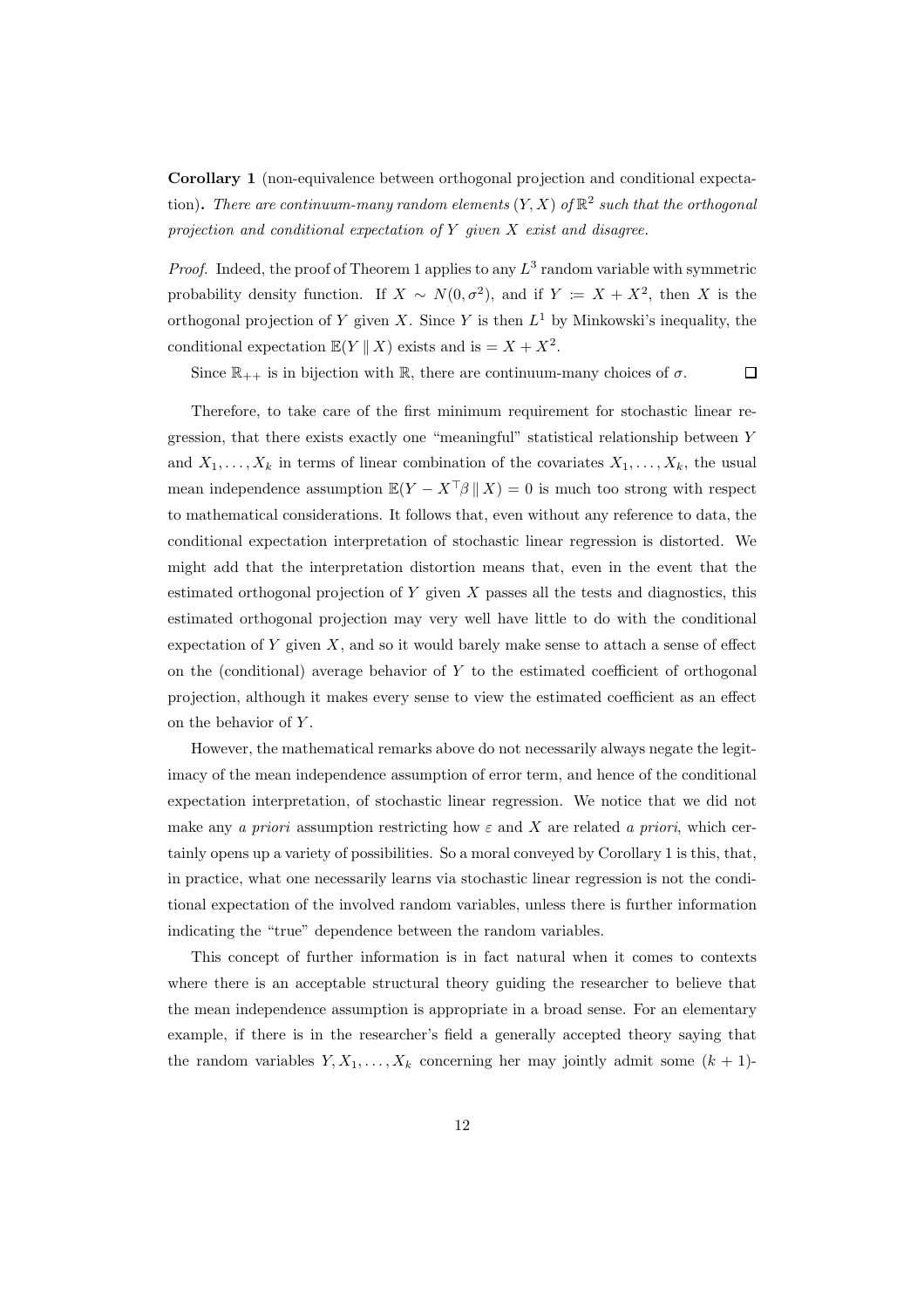**Corollary 1** (non-equivalence between orthogonal projection and conditional expectation)**.** *There are continuum-many random elements $(Y, X)$ of $\mathbb{R}^2$ such that the orthogonal projection and conditional expectation of $Y$ given $X$ exist and disagree.*

*Proof.* Indeed, the proof of Theorem 1 applies to any $L^3$ random variable with symmetric probability density function. If $X \sim N(0, \sigma^2)$, and if $Y := X + X^2$, then $X$ is the orthogonal projection of $Y$ given $X$. Since $Y$ is then $L^1$ by Minkowski's inequality, the conditional expectation $\mathbb{E}(Y \,\|\, X)$ exists and is $= X + X^2$.

Since $\mathbb{R}_{++}$ is in bijection with $\mathbb{R}$, there are continuum-many choices of $\sigma$. □

Therefore, to take care of the first minimum requirement for stochastic linear regression, that there exists exactly one "meaningful" statistical relationship between $Y$ and $X_1, \ldots, X_k$ in terms of linear combination of the covariates $X_1, \ldots, X_k$, the usual mean independence assumption $\mathbb{E}(Y - X^\top \beta \,\|\, X) = 0$ is much too strong with respect to mathematical considerations. It follows that, even without any reference to data, the conditional expectation interpretation of stochastic linear regression is distorted. We might add that the interpretation distortion means that, even in the event that the estimated orthogonal projection of $Y$ given $X$ passes all the tests and diagnostics, this estimated orthogonal projection may very well have little to do with the conditional expectation of $Y$ given $X$, and so it would barely make sense to attach a sense of effect on the (conditional) average behavior of $Y$ to the estimated coefficient of orthogonal projection, although it makes every sense to view the estimated coefficient as an effect on the behavior of $Y$.

However, the mathematical remarks above do not necessarily always negate the legitimacy of the mean independence assumption of error term, and hence of the conditional expectation interpretation, of stochastic linear regression. We notice that we did not make any *a priori* assumption restricting how $\varepsilon$ and $X$ are related *a priori*, which certainly opens up a variety of possibilities. So a moral conveyed by Corollary 1 is this, that, in practice, what one necessarily learns via stochastic linear regression is not the conditional expectation of the involved random variables, unless there is further information indicating the "true" dependence between the random variables.

This concept of further information is in fact natural when it comes to contexts where there is an acceptable structural theory guiding the researcher to believe that the mean independence assumption is appropriate in a broad sense. For an elementary example, if there is in the researcher's field a generally accepted theory saying that the random variables $Y, X_1, \ldots, X_k$ concerning her may jointly admit some $(k + 1)$-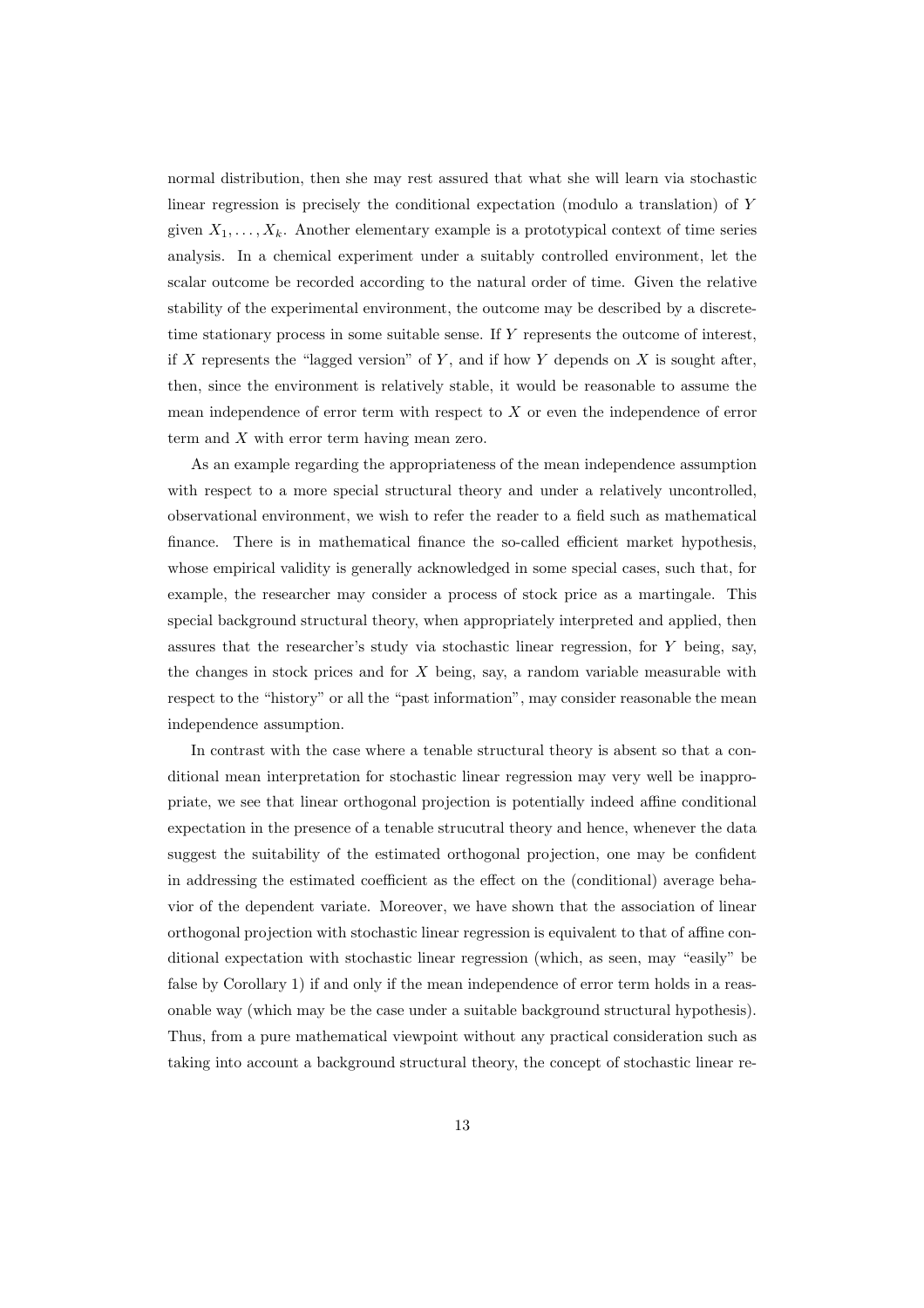normal distribution, then she may rest assured that what she will learn via stochastic linear regression is precisely the conditional expectation (modulo a translation) of $Y$ given $X_1, \ldots, X_k$. Another elementary example is a prototypical context of time series analysis. In a chemical experiment under a suitably controlled environment, let the scalar outcome be recorded according to the natural order of time. Given the relative stability of the experimental environment, the outcome may be described by a discrete-time stationary process in some suitable sense. If $Y$ represents the outcome of interest, if $X$ represents the "lagged version" of $Y$, and if how $Y$ depends on $X$ is sought after, then, since the environment is relatively stable, it would be reasonable to assume the mean independence of error term with respect to $X$ or even the independence of error term and $X$ with error term having mean zero.

As an example regarding the appropriateness of the mean independence assumption with respect to a more special structural theory and under a relatively uncontrolled, observational environment, we wish to refer the reader to a field such as mathematical finance. There is in mathematical finance the so-called efficient market hypothesis, whose empirical validity is generally acknowledged in some special cases, such that, for example, the researcher may consider a process of stock price as a martingale. This special background structural theory, when appropriately interpreted and applied, then assures that the researcher's study via stochastic linear regression, for $Y$ being, say, the changes in stock prices and for $X$ being, say, a random variable measurable with respect to the "history" or all the "past information", may consider reasonable the mean independence assumption.

In contrast with the case where a tenable structural theory is absent so that a conditional mean interpretation for stochastic linear regression may very well be inappropriate, we see that linear orthogonal projection is potentially indeed affine conditional expectation in the presence of a tenable strucutral theory and hence, whenever the data suggest the suitability of the estimated orthogonal projection, one may be confident in addressing the estimated coefficient as the effect on the (conditional) average behavior of the dependent variate. Moreover, we have shown that the association of linear orthogonal projection with stochastic linear regression is equivalent to that of affine conditional expectation with stochastic linear regression (which, as seen, may "easily" be false by Corollary 1) if and only if the mean independence of error term holds in a reasonable way (which may be the case under a suitable background structural hypothesis). Thus, from a pure mathematical viewpoint without any practical consideration such as taking into account a background structural theory, the concept of stochastic linear re-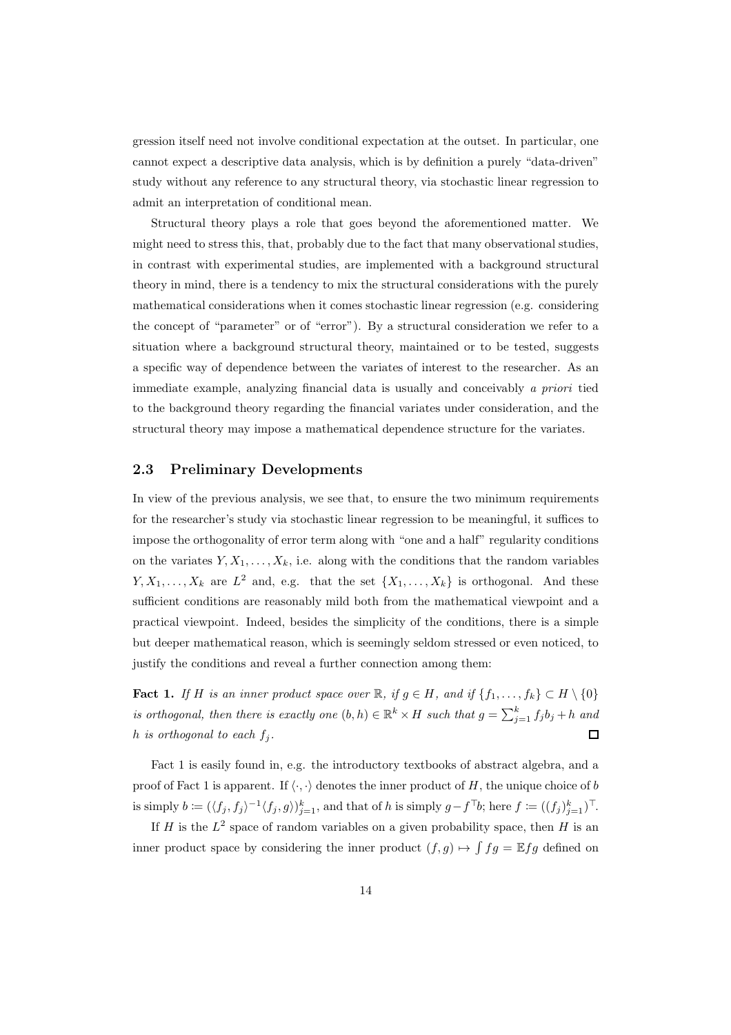gression itself need not involve conditional expectation at the outset. In particular, one cannot expect a descriptive data analysis, which is by definition a purely "data-driven" study without any reference to any structural theory, via stochastic linear regression to admit an interpretation of conditional mean.

Structural theory plays a role that goes beyond the aforementioned matter. We might need to stress this, that, probably due to the fact that many observational studies, in contrast with experimental studies, are implemented with a background structural theory in mind, there is a tendency to mix the structural considerations with the purely mathematical considerations when it comes stochastic linear regression (e.g. considering the concept of "parameter" or of "error"). By a structural consideration we refer to a situation where a background structural theory, maintained or to be tested, suggests a specific way of dependence between the variates of interest to the researcher. As an immediate example, analyzing financial data is usually and conceivably *a priori* tied to the background theory regarding the financial variates under consideration, and the structural theory may impose a mathematical dependence structure for the variates.

## 2.3 Preliminary Developments

In view of the previous analysis, we see that, to ensure the two minimum requirements for the researcher's study via stochastic linear regression to be meaningful, it suffices to impose the orthogonality of error term along with "one and a half" regularity conditions on the variates $Y, X_1, \ldots, X_k$, i.e. along with the conditions that the random variables $Y, X_1, \ldots, X_k$ are $L^2$ and, e.g. that the set $\{X_1, \ldots, X_k\}$ is orthogonal. And these sufficient conditions are reasonably mild both from the mathematical viewpoint and a practical viewpoint. Indeed, besides the simplicity of the conditions, there is a simple but deeper mathematical reason, which is seemingly seldom stressed or even noticed, to justify the conditions and reveal a further connection among them:

**Fact 1.** *If $H$ is an inner product space over $\mathbb{R}$, if $g \in H$, and if $\{f_1, \ldots, f_k\} \subset H \setminus \{0\}$ is orthogonal, then there is exactly one $(b, h) \in \mathbb{R}^k \times H$ such that $g = \sum_{j=1}^{k} f_j b_j + h$ and $h$ is orthogonal to each $f_j$.* □

Fact 1 is easily found in, e.g. the introductory textbooks of abstract algebra, and a proof of Fact 1 is apparent. If $\langle \cdot, \cdot \rangle$ denotes the inner product of $H$, the unique choice of $b$ is simply $b \coloneqq (\langle f_j, f_j \rangle^{-1} \langle f_j, g \rangle)_{j=1}^{k}$, and that of $h$ is simply $g - f^\top b$; here $f \coloneqq ((f_j)_{j=1}^{k})^\top$.

If $H$ is the $L^2$ space of random variables on a given probability space, then $H$ is an inner product space by considering the inner product $(f, g) \mapsto \int fg = \mathbb{E}fg$ defined on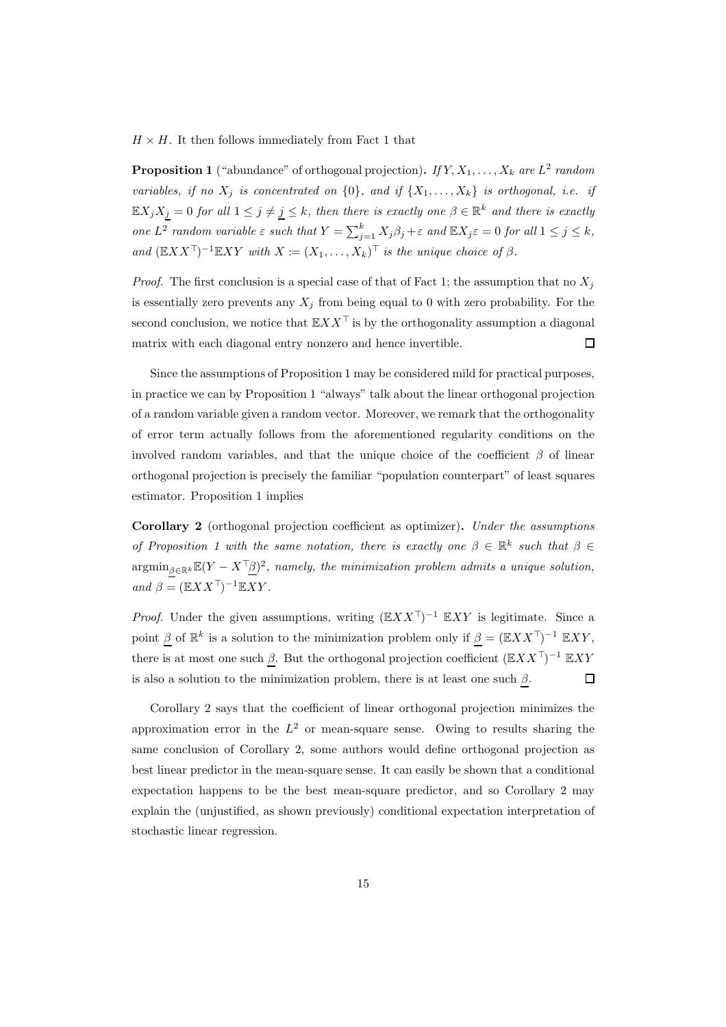$H \times H$. It then follows immediately from Fact 1 that

**Proposition 1** ("abundance" of orthogonal projection)**.** *If $Y, X_1, \ldots, X_k$ are $L^2$ random variables, if no $X_j$ is concentrated on $\{0\}$, and if $\{X_1, \ldots, X_k\}$ is orthogonal, i.e. if $\mathbb{E}X_j X_{\underline{j}} = 0$ for all $1 \leq j \neq \underline{j} \leq k$, then there is exactly one $\beta \in \mathbb{R}^k$ and there is exactly one $L^2$ random variable $\varepsilon$ such that $Y = \sum_{j=1}^{k} X_j \beta_j + \varepsilon$ and $\mathbb{E}X_j \varepsilon = 0$ for all $1 \leq j \leq k$, and $(\mathbb{E}XX^\top)^{-1}\mathbb{E}XY$ with $X := (X_1, \ldots, X_k)^\top$ is the unique choice of $\beta$.*

*Proof.* The first conclusion is a special case of that of Fact 1; the assumption that no $X_j$ is essentially zero prevents any $X_j$ from being equal to 0 with zero probability. For the second conclusion, we notice that $\mathbb{E}XX^\top$ is by the orthogonality assumption a diagonal matrix with each diagonal entry nonzero and hence invertible. $\square$

Since the assumptions of Proposition 1 may be considered mild for practical purposes, in practice we can by Proposition 1 "always" talk about the linear orthogonal projection of a random variable given a random vector. Moreover, we remark that the orthogonality of error term actually follows from the aforementioned regularity conditions on the involved random variables, and that the unique choice of the coefficient $\beta$ of linear orthogonal projection is precisely the familiar "population counterpart" of least squares estimator. Proposition 1 implies

**Corollary 2** (orthogonal projection coefficient as optimizer)**.** *Under the assumptions of Proposition 1 with the same notation, there is exactly one $\beta \in \mathbb{R}^k$ such that $\beta \in \operatorname{argmin}_{\underline{\beta} \in \mathbb{R}^k} \mathbb{E}(Y - X^\top \underline{\beta})^2$, namely, the minimization problem admits a unique solution, and $\beta = (\mathbb{E}XX^\top)^{-1}\mathbb{E}XY$.*

*Proof.* Under the given assumptions, writing $(\mathbb{E}XX^\top)^{-1}\ \mathbb{E}XY$ is legitimate. Since a point $\underline{\beta}$ of $\mathbb{R}^k$ is a solution to the minimization problem only if $\underline{\beta} = (\mathbb{E}XX^\top)^{-1}\ \mathbb{E}XY$, there is at most one such $\underline{\beta}$. But the orthogonal projection coefficient $(\mathbb{E}XX^\top)^{-1}\ \mathbb{E}XY$ is also a solution to the minimization problem, there is at least one such $\underline{\beta}$. $\square$

Corollary 2 says that the coefficient of linear orthogonal projection minimizes the approximation error in the $L^2$ or mean-square sense. Owing to results sharing the same conclusion of Corollary 2, some authors would define orthogonal projection as best linear predictor in the mean-square sense. It can easily be shown that a conditional expectation happens to be the best mean-square predictor, and so Corollary 2 may explain the (unjustified, as shown previously) conditional expectation interpretation of stochastic linear regression.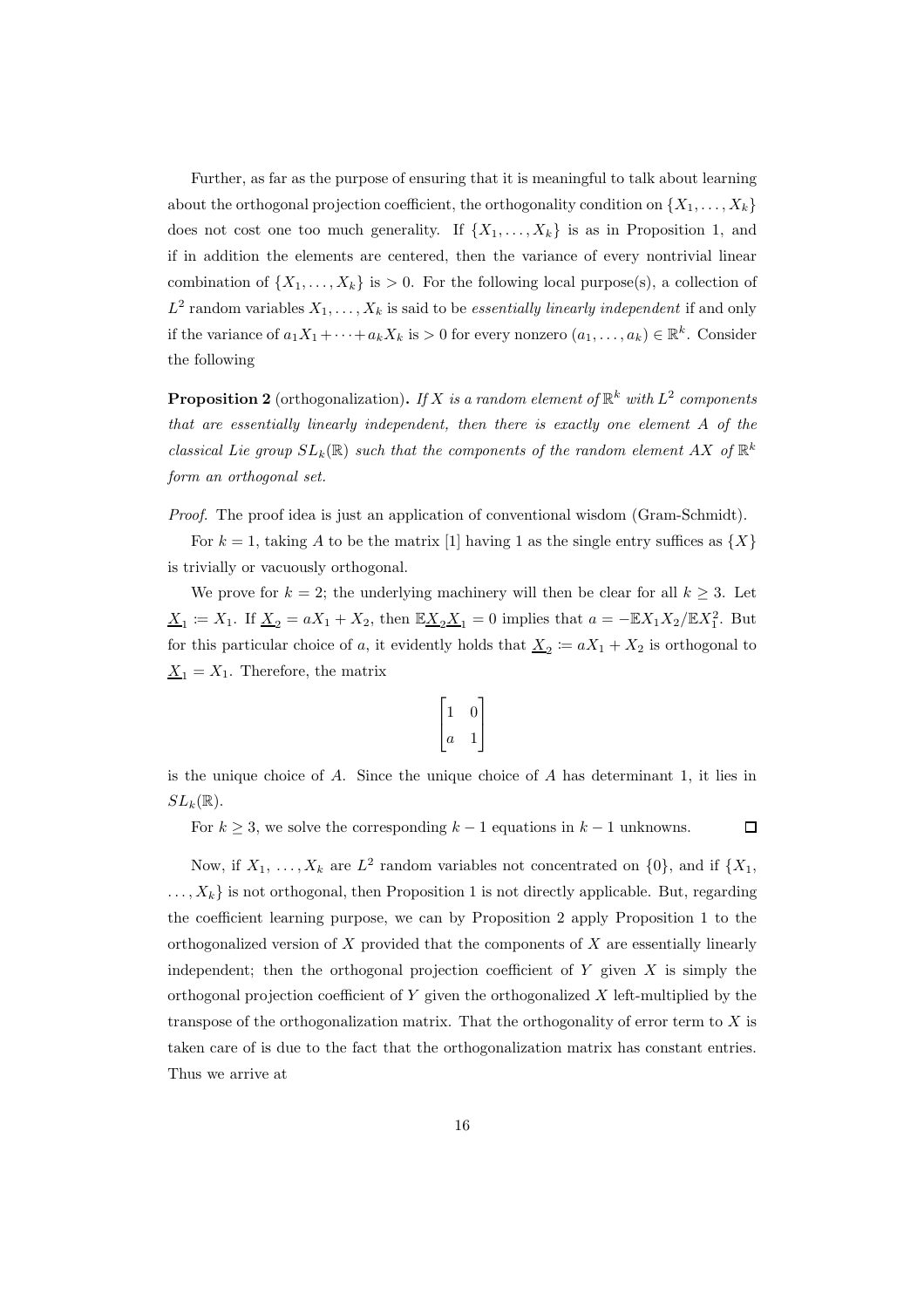Further, as far as the purpose of ensuring that it is meaningful to talk about learning about the orthogonal projection coefficient, the orthogonality condition on $\{X_1, \ldots, X_k\}$ does not cost one too much generality. If $\{X_1, \ldots, X_k\}$ is as in Proposition 1, and if in addition the elements are centered, then the variance of every nontrivial linear combination of $\{X_1, \ldots, X_k\}$ is $> 0$. For the following local purpose(s), a collection of $L^2$ random variables $X_1, \ldots, X_k$ is said to be *essentially linearly independent* if and only if the variance of $a_1X_1 + \cdots + a_kX_k$ is $> 0$ for every nonzero $(a_1, \ldots, a_k) \in \mathbb{R}^k$. Consider the following

**Proposition 2** (orthogonalization). *If $X$ is a random element of $\mathbb{R}^k$ with $L^2$ components that are essentially linearly independent, then there is exactly one element $A$ of the classical Lie group $SL_k(\mathbb{R})$ such that the components of the random element $AX$ of $\mathbb{R}^k$ form an orthogonal set.*

*Proof.* The proof idea is just an application of conventional wisdom (Gram-Schmidt).

For $k = 1$, taking $A$ to be the matrix [1] having 1 as the single entry suffices as $\{X\}$ is trivially or vacuously orthogonal.

We prove for $k = 2$; the underlying machinery will then be clear for all $k \geq 3$. Let $\underline{X}_1 := X_1$. If $\underline{X}_2 = aX_1 + X_2$, then $\mathbb{E}\underline{X}_2\underline{X}_1 = 0$ implies that $a = -\mathbb{E}X_1X_2/\mathbb{E}X_1^2$. But for this particular choice of $a$, it evidently holds that $\underline{X}_2 := aX_1 + X_2$ is orthogonal to $\underline{X}_1 = X_1$. Therefore, the matrix

$$\begin{bmatrix} 1 & 0 \\ a & 1 \end{bmatrix}$$

is the unique choice of $A$. Since the unique choice of $A$ has determinant 1, it lies in $SL_k(\mathbb{R})$.

For $k \geq 3$, we solve the corresponding $k - 1$ equations in $k - 1$ unknowns. $\square$

Now, if $X_1, \ldots, X_k$ are $L^2$ random variables not concentrated on $\{0\}$, and if $\{X_1, \ldots, X_k\}$ is not orthogonal, then Proposition 1 is not directly applicable. But, regarding the coefficient learning purpose, we can by Proposition 2 apply Proposition 1 to the orthogonalized version of $X$ provided that the components of $X$ are essentially linearly independent; then the orthogonal projection coefficient of $Y$ given $X$ is simply the orthogonal projection coefficient of $Y$ given the orthogonalized $X$ left-multiplied by the transpose of the orthogonalization matrix. That the orthogonality of error term to $X$ is taken care of is due to the fact that the orthogonalization matrix has constant entries. Thus we arrive at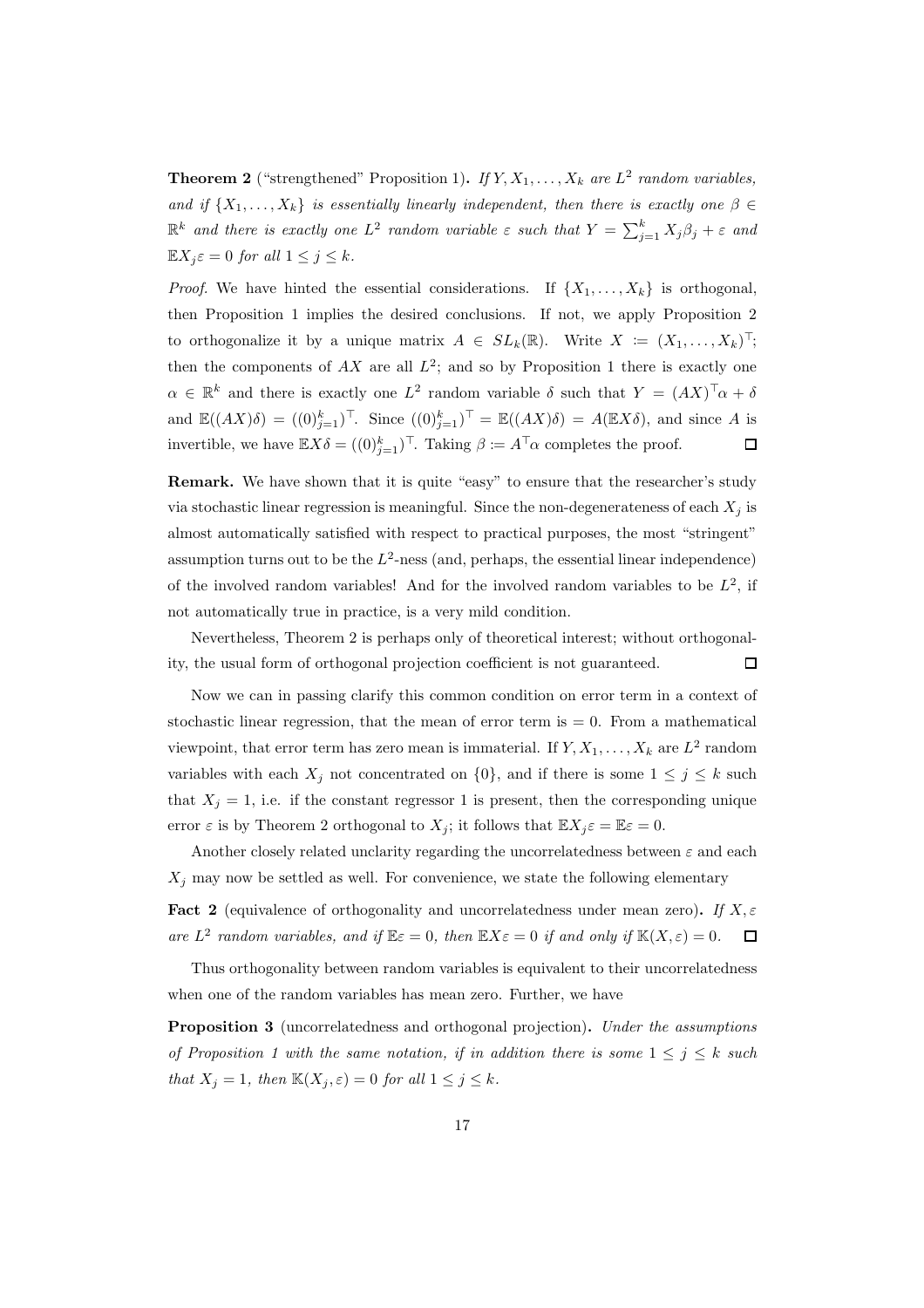**Theorem 2** ("strengthened" Proposition 1)**.** *If $Y, X_1, \ldots, X_k$ are $L^2$ random variables, and if $\{X_1, \ldots, X_k\}$ is essentially linearly independent, then there is exactly one $\beta \in \mathbb{R}^k$ and there is exactly one $L^2$ random variable $\varepsilon$ such that $Y = \sum_{j=1}^k X_j \beta_j + \varepsilon$ and $\mathbb{E}X_j\varepsilon = 0$ for all $1 \leq j \leq k$.*

*Proof.* We have hinted the essential considerations. If $\{X_1, \ldots, X_k\}$ is orthogonal, then Proposition 1 implies the desired conclusions. If not, we apply Proposition 2 to orthogonalize it by a unique matrix $A \in SL_k(\mathbb{R})$. Write $X := (X_1, \ldots, X_k)^\top$; then the components of $AX$ are all $L^2$; and so by Proposition 1 there is exactly one $\alpha \in \mathbb{R}^k$ and there is exactly one $L^2$ random variable $\delta$ such that $Y = (AX)^\top \alpha + \delta$ and $\mathbb{E}((AX)\delta) = ((0)_{j=1}^k)^\top$. Since $((0)_{j=1}^k)^\top = \mathbb{E}((AX)\delta) = A(\mathbb{E}X\delta)$, and since $A$ is invertible, we have $\mathbb{E}X\delta = ((0)_{j=1}^k)^\top$. Taking $\beta := A^\top \alpha$ completes the proof. ☐

**Remark.** We have shown that it is quite "easy" to ensure that the researcher's study via stochastic linear regression is meaningful. Since the non-degenerateness of each $X_j$ is almost automatically satisfied with respect to practical purposes, the most "stringent" assumption turns out to be the $L^2$-ness (and, perhaps, the essential linear independence) of the involved random variables! And for the involved random variables to be $L^2$, if not automatically true in practice, is a very mild condition.

Nevertheless, Theorem 2 is perhaps only of theoretical interest; without orthogonality, the usual form of orthogonal projection coefficient is not guaranteed. ☐

Now we can in passing clarify this common condition on error term in a context of stochastic linear regression, that the mean of error term is $= 0$. From a mathematical viewpoint, that error term has zero mean is immaterial. If $Y, X_1, \ldots, X_k$ are $L^2$ random variables with each $X_j$ not concentrated on $\{0\}$, and if there is some $1 \leq j \leq k$ such that $X_j = 1$, i.e. if the constant regressor 1 is present, then the corresponding unique error $\varepsilon$ is by Theorem 2 orthogonal to $X_j$; it follows that $\mathbb{E}X_j\varepsilon = \mathbb{E}\varepsilon = 0$.

Another closely related unclarity regarding the uncorrelatedness between $\varepsilon$ and each $X_j$ may now be settled as well. For convenience, we state the following elementary

**Fact 2** (equivalence of orthogonality and uncorrelatedness under mean zero)**.** *If $X, \varepsilon$ are $L^2$ random variables, and if $\mathbb{E}\varepsilon = 0$, then $\mathbb{E}X\varepsilon = 0$ if and only if $\mathbb{K}(X, \varepsilon) = 0$.* ☐

Thus orthogonality between random variables is equivalent to their uncorrelatedness when one of the random variables has mean zero. Further, we have

**Proposition 3** (uncorrelatedness and orthogonal projection)**.** *Under the assumptions of Proposition 1 with the same notation, if in addition there is some $1 \leq j \leq k$ such that $X_j = 1$, then $\mathbb{K}(X_j, \varepsilon) = 0$ for all $1 \leq j \leq k$.*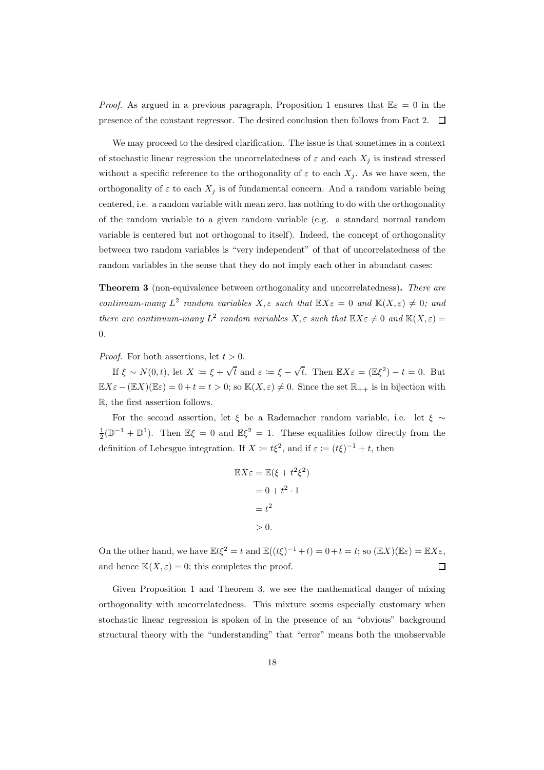*Proof.* As argued in a previous paragraph, Proposition 1 ensures that $\mathbb{E}\varepsilon = 0$ in the presence of the constant regressor. The desired conclusion then follows from Fact 2. $\square$

We may proceed to the desired clarification. The issue is that sometimes in a context of stochastic linear regression the uncorrelatedness of $\varepsilon$ and each $X_j$ is instead stressed without a specific reference to the orthogonality of $\varepsilon$ to each $X_j$. As we have seen, the orthogonality of $\varepsilon$ to each $X_j$ is of fundamental concern. And a random variable being centered, i.e. a random variable with mean zero, has nothing to do with the orthogonality of the random variable to a given random variable (e.g. a standard normal random variable is centered but not orthogonal to itself). Indeed, the concept of orthogonality between two random variables is "very independent" of that of uncorrelatedness of the random variables in the sense that they do not imply each other in abundant cases:

**Theorem 3** (non-equivalence between orthogonality and uncorrelatedness)**.** *There are continuum-many $L^2$ random variables $X, \varepsilon$ such that $\mathbb{E}X\varepsilon = 0$ and $\mathbb{K}(X, \varepsilon) \neq 0$; and there are continuum-many $L^2$ random variables $X, \varepsilon$ such that $\mathbb{E}X\varepsilon \neq 0$ and $\mathbb{K}(X, \varepsilon) = 0$.*

*Proof.* For both assertions, let $t > 0$.

If $\xi \sim N(0, t)$, let $X \coloneqq \xi + \sqrt{t}$ and $\varepsilon \coloneqq \xi - \sqrt{t}$. Then $\mathbb{E}X\varepsilon = (\mathbb{E}\xi^2) - t = 0$. But $\mathbb{E}X\varepsilon - (\mathbb{E}X)(\mathbb{E}\varepsilon) = 0 + t = t > 0$; so $\mathbb{K}(X, \varepsilon) \neq 0$. Since the set $\mathbb{R}_{++}$ is in bijection with $\mathbb{R}$, the first assertion follows.

For the second assertion, let $\xi$ be a Rademacher random variable, i.e. let $\xi \sim \frac{1}{2}(\mathbb{D}^{-1} + \mathbb{D}^{1})$. Then $\mathbb{E}\xi = 0$ and $\mathbb{E}\xi^2 = 1$. These equalities follow directly from the definition of Lebesgue integration. If $X \coloneqq t\xi^2$, and if $\varepsilon \coloneqq (t\xi)^{-1} + t$, then

$$
\begin{aligned}
\mathbb{E}X\varepsilon &= \mathbb{E}(\xi + t^2\xi^2) \\
&= 0 + t^2 \cdot 1 \\
&= t^2 \\
&> 0.
\end{aligned}
$$

On the other hand, we have $\mathbb{E}t\xi^2 = t$ and $\mathbb{E}((t\xi)^{-1} + t) = 0 + t = t$; so $(\mathbb{E}X)(\mathbb{E}\varepsilon) = \mathbb{E}X\varepsilon$, and hence $\mathbb{K}(X, \varepsilon) = 0$; this completes the proof. $\square$

Given Proposition 1 and Theorem 3, we see the mathematical danger of mixing orthogonality with uncorrelatedness. This mixture seems especially customary when stochastic linear regression is spoken of in the presence of an "obvious" background structural theory with the "understanding" that "error" means both the unobservable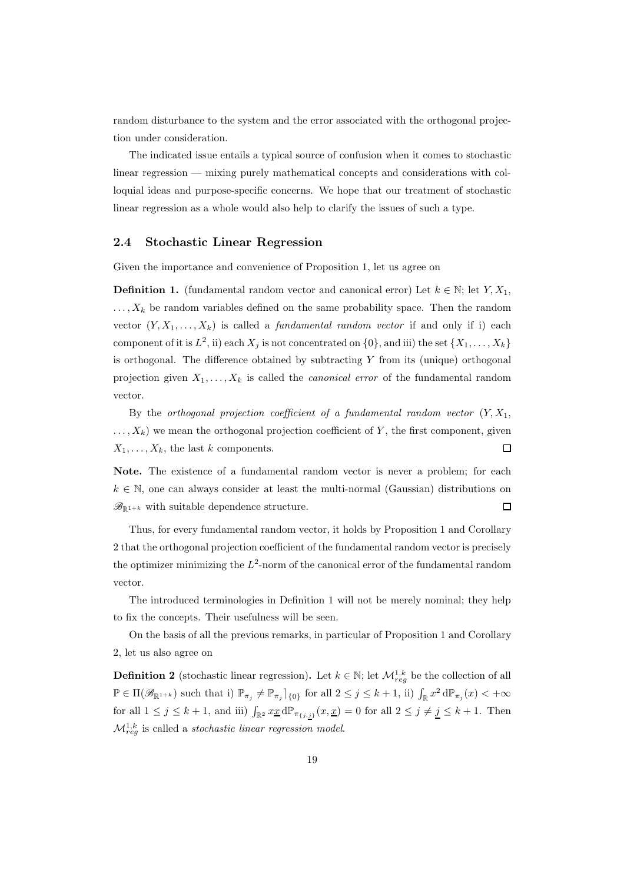random disturbance to the system and the error associated with the orthogonal projection under consideration.

The indicated issue entails a typical source of confusion when it comes to stochastic linear regression — mixing purely mathematical concepts and considerations with colloquial ideas and purpose-specific concerns. We hope that our treatment of stochastic linear regression as a whole would also help to clarify the issues of such a type.

## 2.4 Stochastic Linear Regression

Given the importance and convenience of Proposition 1, let us agree on

**Definition 1.** (fundamental random vector and canonical error) Let $k \in \mathbb{N}$; let $Y, X_1, \ldots, X_k$ be random variables defined on the same probability space. Then the random vector $(Y, X_1, \ldots, X_k)$ is called a *fundamental random vector* if and only if i) each component of it is $L^2$, ii) each $X_j$ is not concentrated on $\{0\}$, and iii) the set $\{X_1, \ldots, X_k\}$ is orthogonal. The difference obtained by subtracting $Y$ from its (unique) orthogonal projection given $X_1, \ldots, X_k$ is called the *canonical error* of the fundamental random vector.

By the *orthogonal projection coefficient of a fundamental random vector* $(Y, X_1, \ldots, X_k)$ we mean the orthogonal projection coefficient of $Y$, the first component, given $X_1, \ldots, X_k$, the last $k$ components. □

**Note.** The existence of a fundamental random vector is never a problem; for each $k \in \mathbb{N}$, one can always consider at least the multi-normal (Gaussian) distributions on $\mathscr{B}_{\mathbb{R}^{1+k}}$ with suitable dependence structure. □

Thus, for every fundamental random vector, it holds by Proposition 1 and Corollary 2 that the orthogonal projection coefficient of the fundamental random vector is precisely the optimizer minimizing the $L^2$-norm of the canonical error of the fundamental random vector.

The introduced terminologies in Definition 1 will not be merely nominal; they help to fix the concepts. Their usefulness will be seen.

On the basis of all the previous remarks, in particular of Proposition 1 and Corollary 2, let us also agree on

**Definition 2** (stochastic linear regression)**.** Let $k \in \mathbb{N}$; let $\mathcal{M}^{1,k}_{reg}$ be the collection of all $\mathbb{P} \in \Pi(\mathscr{B}_{\mathbb{R}^{1+k}})$ such that i) $\mathbb{P}_{\pi_j} \neq \mathbb{P}_{\pi_j}\rceil_{\{0\}}$ for all $2 \leq j \leq k+1$, ii) $\int_{\mathbb{R}} x^2 \, \mathrm{d}\mathbb{P}_{\pi_j}(x) < +\infty$ for all $1 \leq j \leq k+1$, and iii) $\int_{\mathbb{R}^2} x\underline{x} \, \mathrm{d}\mathbb{P}_{\pi_{\{j,\underline{j}\}}}(x, \underline{x}) = 0$ for all $2 \leq j \neq \underline{j} \leq k+1$. Then $\mathcal{M}^{1,k}_{reg}$ is called a *stochastic linear regression model*.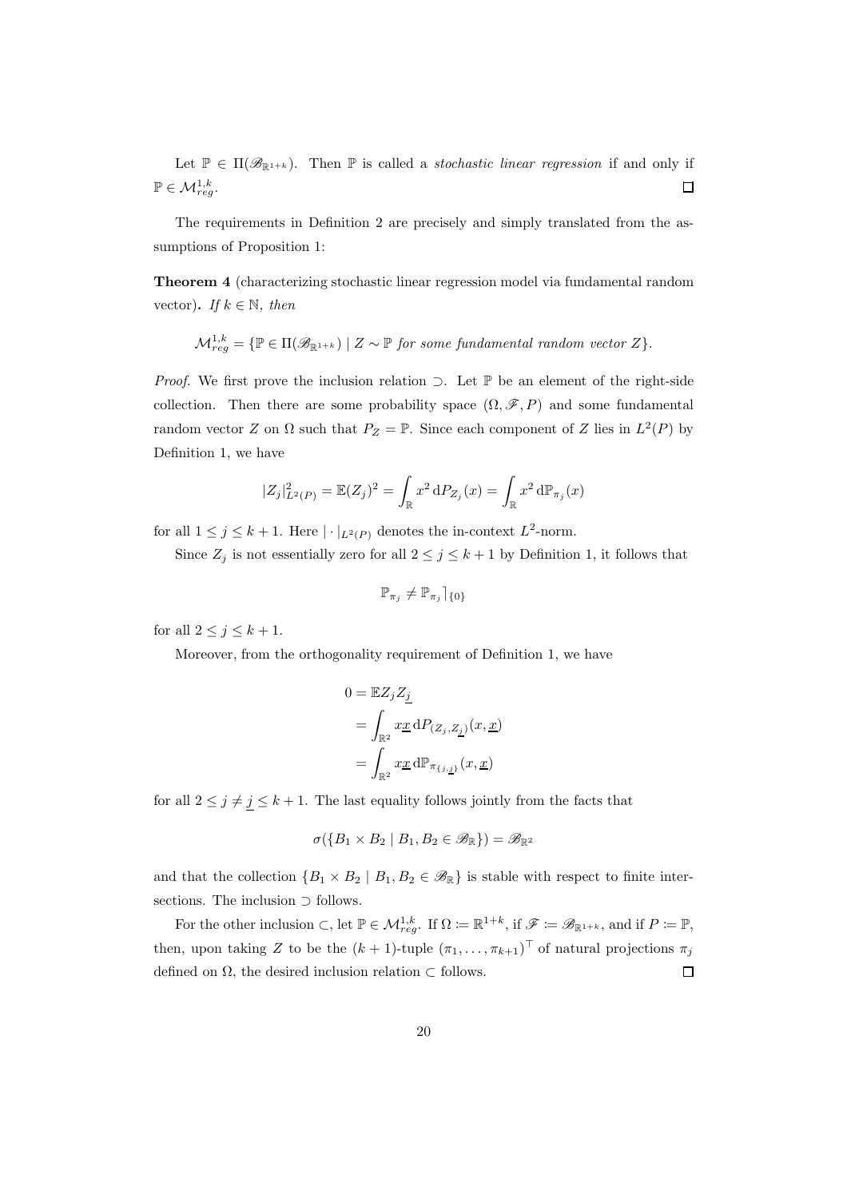Let $\mathbb{P} \in \Pi(\mathscr{B}_{\mathbb{R}^{1+k}})$. Then $\mathbb{P}$ is called a *stochastic linear regression* if and only if $\mathbb{P} \in \mathcal{M}^{1,k}_{reg}$. $\square$

The requirements in Definition 2 are precisely and simply translated from the assumptions of Proposition 1:

**Theorem 4** (characterizing stochastic linear regression model via fundamental random vector)**.** *If $k \in \mathbb{N}$, then*

$$\mathcal{M}^{1,k}_{reg} = \{\mathbb{P} \in \Pi(\mathscr{B}_{\mathbb{R}^{1+k}}) \mid Z \sim \mathbb{P} \text{ for some fundamental random vector } Z\}.$$

*Proof.* We first prove the inclusion relation $\supset$. Let $\mathbb{P}$ be an element of the right-side collection. Then there are some probability space $(\Omega, \mathscr{F}, P)$ and some fundamental random vector $Z$ on $\Omega$ such that $P_Z = \mathbb{P}$. Since each component of $Z$ lies in $L^2(P)$ by Definition 1, we have

$$|Z_j|^2_{L^2(P)} = \mathbb{E}(Z_j)^2 = \int_{\mathbb{R}} x^2 \, \mathrm{d}P_{Z_j}(x) = \int_{\mathbb{R}} x^2 \, \mathrm{d}\mathbb{P}_{\pi_j}(x)$$

for all $1 \leq j \leq k+1$. Here $|\cdot|_{L^2(P)}$ denotes the in-context $L^2$-norm.

Since $Z_j$ is not essentially zero for all $2 \leq j \leq k+1$ by Definition 1, it follows that

$$\mathbb{P}_{\pi_j} \neq \mathbb{P}_{\pi_j}\rceil_{\{0\}}$$

for all $2 \leq j \leq k+1$.

Moreover, from the orthogonality requirement of Definition 1, we have

$$\begin{aligned}
0 &= \mathbb{E} Z_j Z_{\underline{j}} \\
&= \int_{\mathbb{R}^2} x\underline{x} \, \mathrm{d}P_{(Z_j, Z_{\underline{j}})}(x, \underline{x}) \\
&= \int_{\mathbb{R}^2} x\underline{x} \, \mathrm{d}\mathbb{P}_{\pi_{\{j,\underline{j}\}}}(x, \underline{x})
\end{aligned}$$

for all $2 \leq j \neq \underline{j} \leq k+1$. The last equality follows jointly from the facts that

$$\sigma(\{B_1 \times B_2 \mid B_1, B_2 \in \mathscr{B}_{\mathbb{R}}\}) = \mathscr{B}_{\mathbb{R}^2}$$

and that the collection $\{B_1 \times B_2 \mid B_1, B_2 \in \mathscr{B}_{\mathbb{R}}\}$ is stable with respect to finite intersections. The inclusion $\supset$ follows.

For the other inclusion $\subset$, let $\mathbb{P} \in \mathcal{M}^{1,k}_{reg}$. If $\Omega := \mathbb{R}^{1+k}$, if $\mathscr{F} := \mathscr{B}_{\mathbb{R}^{1+k}}$, and if $P := \mathbb{P}$, then, upon taking $Z$ to be the $(k+1)$-tuple $(\pi_1, \ldots, \pi_{k+1})^\top$ of natural projections $\pi_j$ defined on $\Omega$, the desired inclusion relation $\subset$ follows. $\square$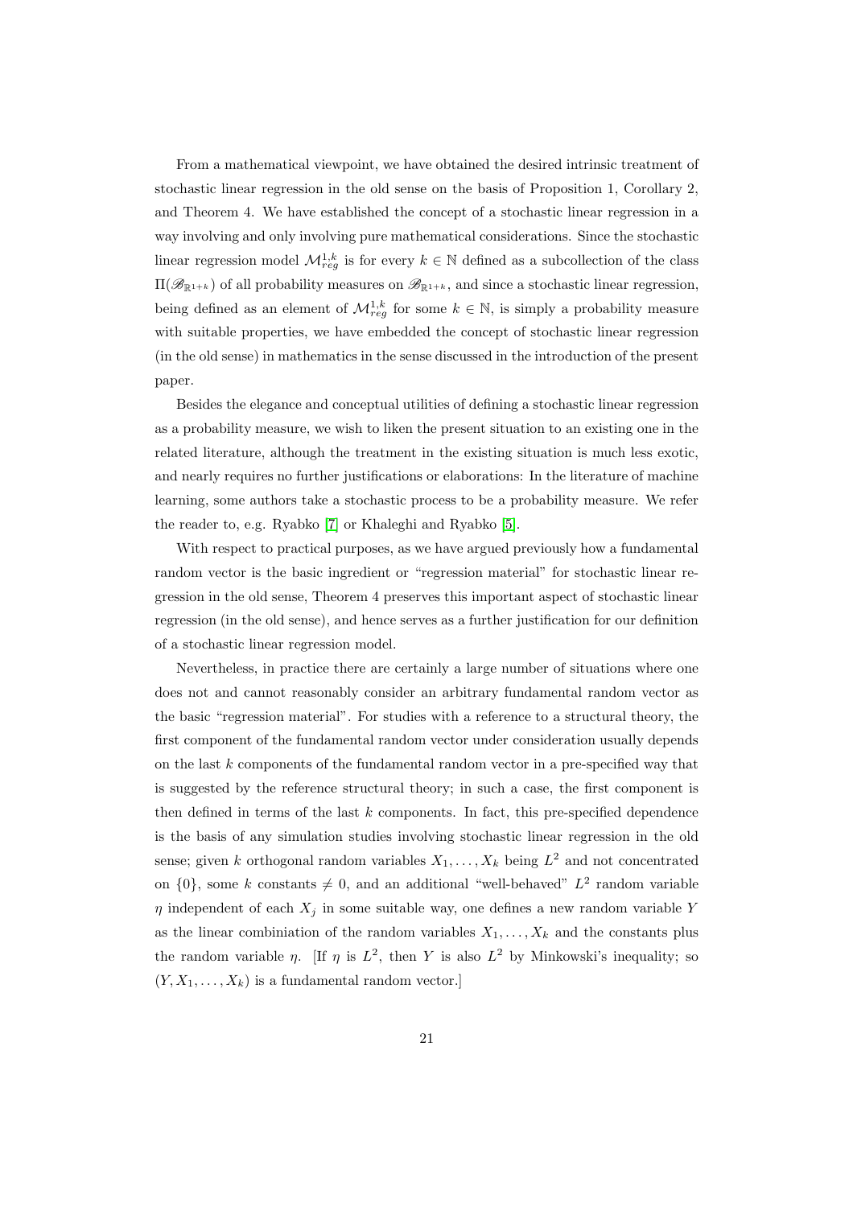From a mathematical viewpoint, we have obtained the desired intrinsic treatment of stochastic linear regression in the old sense on the basis of Proposition 1, Corollary 2, and Theorem 4. We have established the concept of a stochastic linear regression in a way involving and only involving pure mathematical considerations. Since the stochastic linear regression model $\mathcal{M}_{reg}^{1,k}$ is for every $k \in \mathbb{N}$ defined as a subcollection of the class $\Pi(\mathscr{B}_{\mathbb{R}^{1+k}})$ of all probability measures on $\mathscr{B}_{\mathbb{R}^{1+k}}$, and since a stochastic linear regression, being defined as an element of $\mathcal{M}_{reg}^{1,k}$ for some $k \in \mathbb{N}$, is simply a probability measure with suitable properties, we have embedded the concept of stochastic linear regression (in the old sense) in mathematics in the sense discussed in the introduction of the present paper.

Besides the elegance and conceptual utilities of defining a stochastic linear regression as a probability measure, we wish to liken the present situation to an existing one in the related literature, although the treatment in the existing situation is much less exotic, and nearly requires no further justifications or elaborations: In the literature of machine learning, some authors take a stochastic process to be a probability measure. We refer the reader to, e.g. Ryabko [7] or Khaleghi and Ryabko [5].

With respect to practical purposes, as we have argued previously how a fundamental random vector is the basic ingredient or "regression material" for stochastic linear regression in the old sense, Theorem 4 preserves this important aspect of stochastic linear regression (in the old sense), and hence serves as a further justification for our definition of a stochastic linear regression model.

Nevertheless, in practice there are certainly a large number of situations where one does not and cannot reasonably consider an arbitrary fundamental random vector as the basic "regression material". For studies with a reference to a structural theory, the first component of the fundamental random vector under consideration usually depends on the last $k$ components of the fundamental random vector in a pre-specified way that is suggested by the reference structural theory; in such a case, the first component is then defined in terms of the last $k$ components. In fact, this pre-specified dependence is the basis of any simulation studies involving stochastic linear regression in the old sense; given $k$ orthogonal random variables $X_1, \ldots, X_k$ being $L^2$ and not concentrated on $\{0\}$, some $k$ constants $\neq 0$, and an additional "well-behaved" $L^2$ random variable $\eta$ independent of each $X_j$ in some suitable way, one defines a new random variable $Y$ as the linear combiniation of the random variables $X_1, \ldots, X_k$ and the constants plus the random variable $\eta$. [If $\eta$ is $L^2$, then $Y$ is also $L^2$ by Minkowski's inequality; so $(Y, X_1, \ldots, X_k)$ is a fundamental random vector.]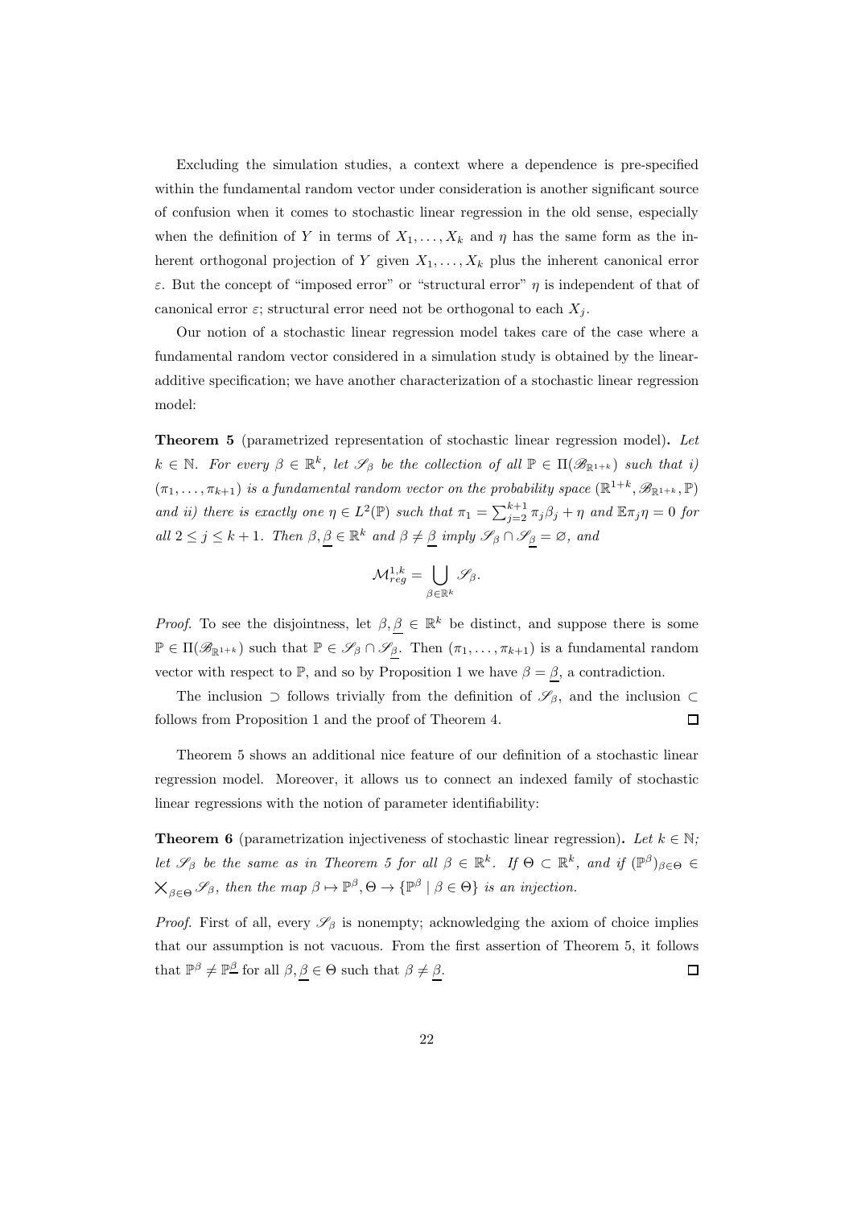Excluding the simulation studies, a context where a dependence is pre-specified within the fundamental random vector under consideration is another significant source of confusion when it comes to stochastic linear regression in the old sense, especially when the definition of $Y$ in terms of $X_1, \ldots, X_k$ and $\eta$ has the same form as the inherent orthogonal projection of $Y$ given $X_1, \ldots, X_k$ plus the inherent canonical error $\varepsilon$. But the concept of "imposed error" or "structural error" $\eta$ is independent of that of canonical error $\varepsilon$; structural error need not be orthogonal to each $X_j$.

Our notion of a stochastic linear regression model takes care of the case where a fundamental random vector considered in a simulation study is obtained by the linear-additive specification; we have another characterization of a stochastic linear regression model:

**Theorem 5** (parametrized representation of stochastic linear regression model)**.** *Let $k \in \mathbb{N}$. For every $\beta \in \mathbb{R}^k$, let $\mathscr{S}_\beta$ be the collection of all $\mathbb{P} \in \Pi(\mathscr{B}_{\mathbb{R}^{1+k}})$ such that i) $(\pi_1, \ldots, \pi_{k+1})$ is a fundamental random vector on the probability space $(\mathbb{R}^{1+k}, \mathscr{B}_{\mathbb{R}^{1+k}}, \mathbb{P})$ and ii) there is exactly one $\eta \in L^2(\mathbb{P})$ such that $\pi_1 = \sum_{j=2}^{k+1} \pi_j \beta_j + \eta$ and $\mathbb{E}\pi_j \eta = 0$ for all $2 \leq j \leq k+1$. Then $\beta, \underline{\beta} \in \mathbb{R}^k$ and $\beta \neq \underline{\beta}$ imply $\mathscr{S}_\beta \cap \mathscr{S}_{\underline{\beta}} = \varnothing$, and*

$$\mathcal{M}_{reg}^{1,k} = \bigcup_{\beta \in \mathbb{R}^k} \mathscr{S}_\beta.$$

*Proof.* To see the disjointness, let $\beta, \underline{\beta} \in \mathbb{R}^k$ be distinct, and suppose there is some $\mathbb{P} \in \Pi(\mathscr{B}_{\mathbb{R}^{1+k}})$ such that $\mathbb{P} \in \mathscr{S}_\beta \cap \mathscr{S}_{\underline{\beta}}$. Then $(\pi_1, \ldots, \pi_{k+1})$ is a fundamental random vector with respect to $\mathbb{P}$, and so by Proposition 1 we have $\beta = \underline{\beta}$, a contradiction.

The inclusion $\supset$ follows trivially from the definition of $\mathscr{S}_\beta$, and the inclusion $\subset$ follows from Proposition 1 and the proof of Theorem 4. $\square$

Theorem 5 shows an additional nice feature of our definition of a stochastic linear regression model. Moreover, it allows us to connect an indexed family of stochastic linear regressions with the notion of parameter identifiability:

**Theorem 6** (parametrization injectiveness of stochastic linear regression)**.** *Let $k \in \mathbb{N}$; let $\mathscr{S}_\beta$ be the same as in Theorem 5 for all $\beta \in \mathbb{R}^k$. If $\Theta \subset \mathbb{R}^k$, and if $(\mathbb{P}^\beta)_{\beta \in \Theta} \in \bigtimes_{\beta \in \Theta} \mathscr{S}_\beta$, then the map $\beta \mapsto \mathbb{P}^\beta, \Theta \to \{\mathbb{P}^\beta \mid \beta \in \Theta\}$ is an injection.*

*Proof.* First of all, every $\mathscr{S}_\beta$ is nonempty; acknowledging the axiom of choice implies that our assumption is not vacuous. From the first assertion of Theorem 5, it follows that $\mathbb{P}^\beta \neq \mathbb{P}^{\underline{\beta}}$ for all $\beta, \underline{\beta} \in \Theta$ such that $\beta \neq \underline{\beta}$. $\square$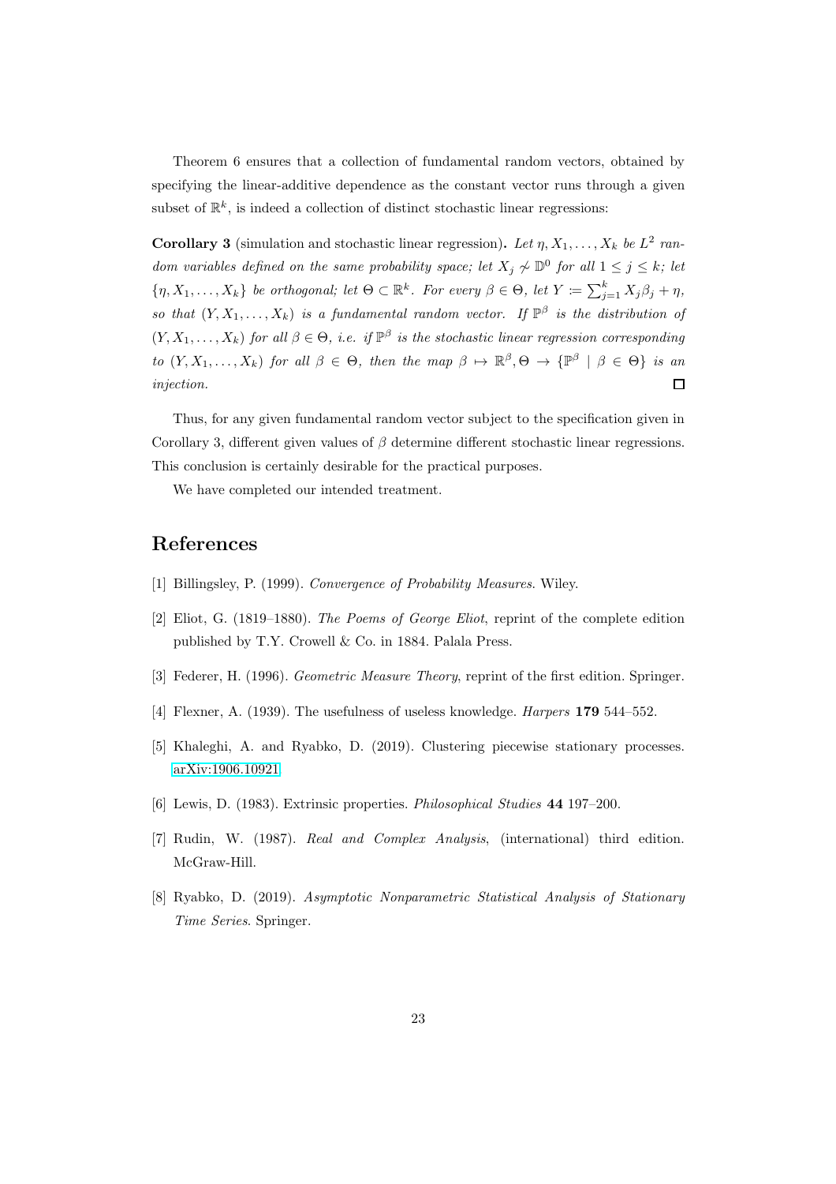Theorem 6 ensures that a collection of fundamental random vectors, obtained by specifying the linear-additive dependence as the constant vector runs through a given subset of $\mathbb{R}^k$, is indeed a collection of distinct stochastic linear regressions:

**Corollary 3** (simulation and stochastic linear regression)**.** *Let $\eta, X_1, \ldots, X_k$ be $L^2$ random variables defined on the same probability space; let $X_j \not\sim \mathbb{D}^0$ for all $1 \le j \le k$; let $\{\eta, X_1, \ldots, X_k\}$ be orthogonal; let $\Theta \subset \mathbb{R}^k$. For every $\beta \in \Theta$, let $Y \coloneqq \sum_{j=1}^k X_j \beta_j + \eta$, so that $(Y, X_1, \ldots, X_k)$ is a fundamental random vector. If $\mathbb{P}^\beta$ is the distribution of $(Y, X_1, \ldots, X_k)$ for all $\beta \in \Theta$, i.e. if $\mathbb{P}^\beta$ is the stochastic linear regression corresponding to $(Y, X_1, \ldots, X_k)$ for all $\beta \in \Theta$, then the map $\beta \mapsto \mathbb{R}^\beta, \Theta \to \{\mathbb{P}^\beta \mid \beta \in \Theta\}$ is an injection.* $\square$

Thus, for any given fundamental random vector subject to the specification given in Corollary 3, different given values of $\beta$ determine different stochastic linear regressions. This conclusion is certainly desirable for the practical purposes.

We have completed our intended treatment.

## References

[1] Billingsley, P. (1999). *Convergence of Probability Measures*. Wiley.

[2] Eliot, G. (1819–1880). *The Poems of George Eliot*, reprint of the complete edition published by T.Y. Crowell & Co. in 1884. Palala Press.

[3] Federer, H. (1996). *Geometric Measure Theory*, reprint of the first edition. Springer.

[4] Flexner, A. (1939). The usefulness of useless knowledge. *Harpers* **179** 544–552.

[5] Khaleghi, A. and Ryabko, D. (2019). Clustering piecewise stationary processes. arXiv:1906.10921

[6] Lewis, D. (1983). Extrinsic properties. *Philosophical Studies* **44** 197–200.

[7] Rudin, W. (1987). *Real and Complex Analysis*, (international) third edition. McGraw-Hill.

[8] Ryabko, D. (2019). *Asymptotic Nonparametric Statistical Analysis of Stationary Time Series*. Springer.